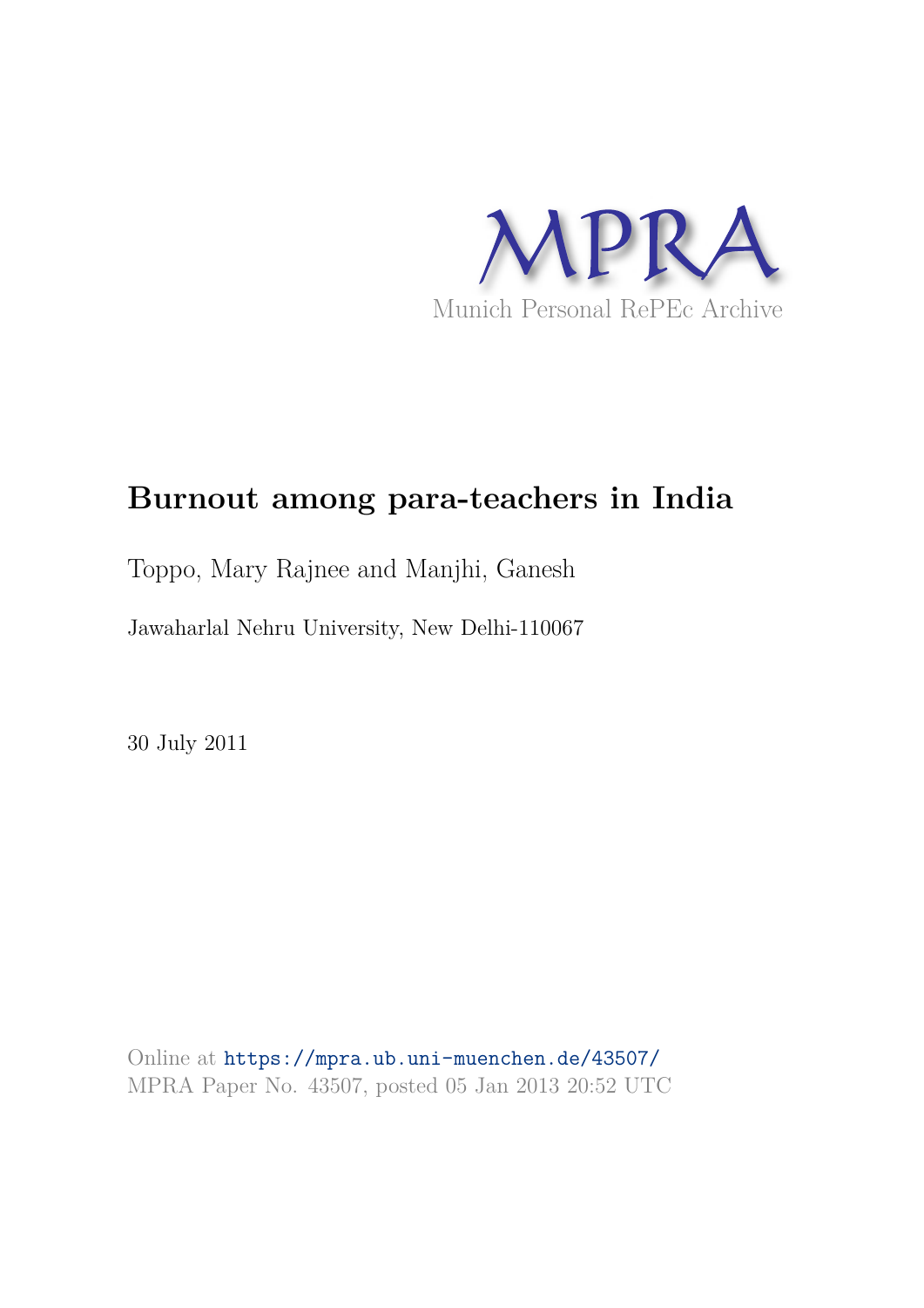MPRA

Munich Personal RePEc Archive

# Burnout among para-teachers in India

Toppo, Mary Rajnee and Manjhi, Ganesh

Jawaharlal Nehru University, New Delhi-110067

30 July 2011

Online at https://mpra.ub.uni-muenchen.de/43507/
MPRA Paper No. 43507, posted 05 Jan 2013 20:52 UTC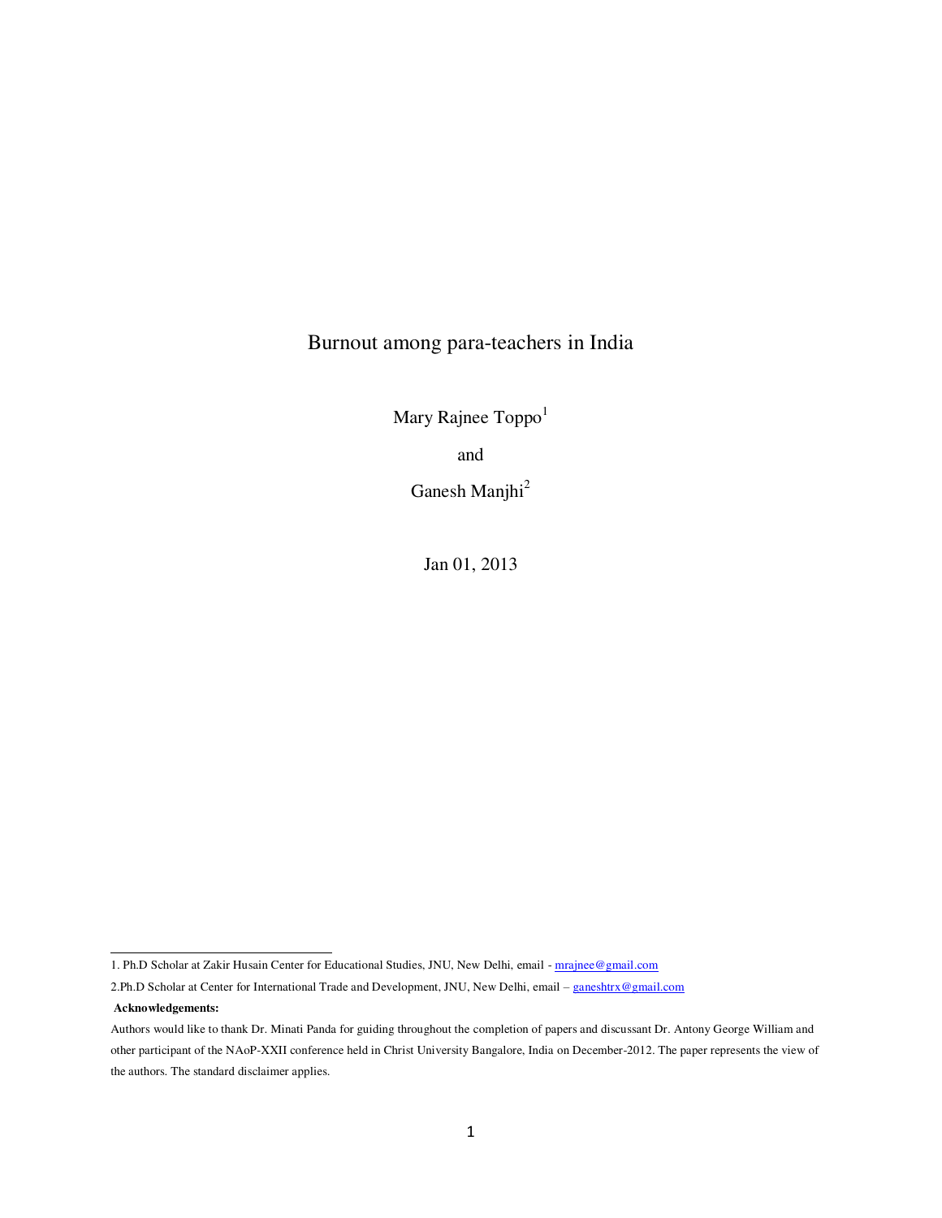# Burnout among para-teachers in India

Mary Rajnee Toppo[1]

and

Ganesh Manjhi[2]

Jan 01, 2013

---

1. Ph.D Scholar at Zakir Husain Center for Educational Studies, JNU, New Delhi, email - mrajnee@gmail.com

2. Ph.D Scholar at Center for International Trade and Development, JNU, New Delhi, email – ganeshtrx@gmail.com

**Acknowledgements:**

Authors would like to thank Dr. Minati Panda for guiding throughout the completion of papers and discussant Dr. Antony George William and other participant of the NAoP-XXII conference held in Christ University Bangalore, India on December-2012. The paper represents the view of the authors. The standard disclaimer applies.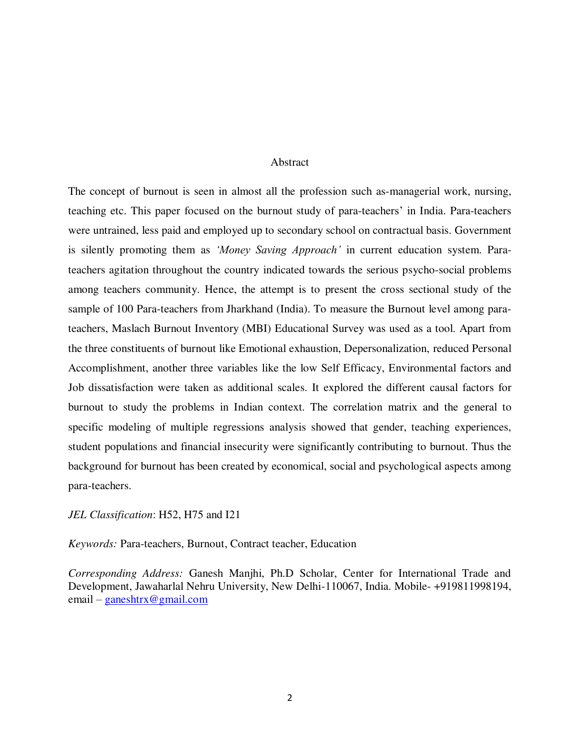## Abstract

The concept of burnout is seen in almost all the profession such as-managerial work, nursing, teaching etc. This paper focused on the burnout study of para-teachers' in India. Para-teachers were untrained, less paid and employed up to secondary school on contractual basis. Government is silently promoting them as *'Money Saving Approach'* in current education system. Para-teachers agitation throughout the country indicated towards the serious psycho-social problems among teachers community. Hence, the attempt is to present the cross sectional study of the sample of 100 Para-teachers from Jharkhand (India). To measure the Burnout level among para-teachers, Maslach Burnout Inventory (MBI) Educational Survey was used as a tool. Apart from the three constituents of burnout like Emotional exhaustion, Depersonalization, reduced Personal Accomplishment, another three variables like the low Self Efficacy, Environmental factors and Job dissatisfaction were taken as additional scales. It explored the different causal factors for burnout to study the problems in Indian context. The correlation matrix and the general to specific modeling of multiple regressions analysis showed that gender, teaching experiences, student populations and financial insecurity were significantly contributing to burnout. Thus the background for burnout has been created by economical, social and psychological aspects among para-teachers.

*JEL Classification*: H52, H75 and I21

*Keywords:* Para-teachers, Burnout, Contract teacher, Education

*Corresponding Address:* Ganesh Manjhi, Ph.D Scholar, Center for International Trade and Development, Jawaharlal Nehru University, New Delhi-110067, India. Mobile- +919811998194, email – ganeshtrx@gmail.com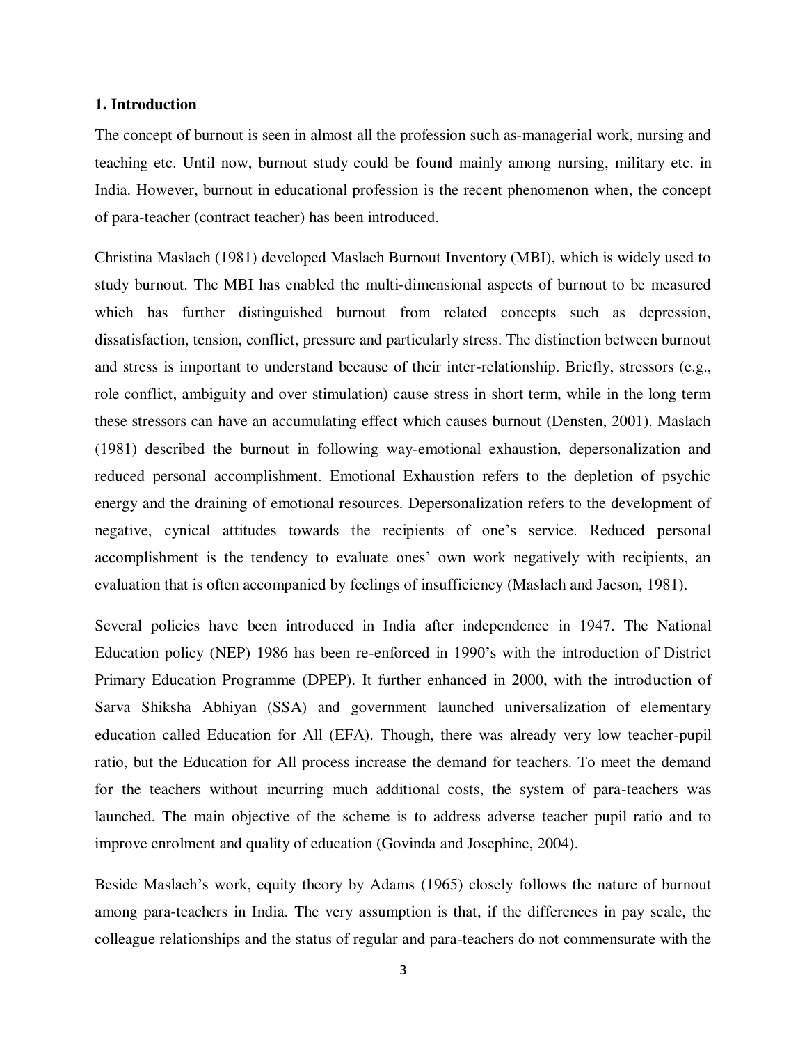## 1. Introduction

The concept of burnout is seen in almost all the profession such as-managerial work, nursing and teaching etc. Until now, burnout study could be found mainly among nursing, military etc. in India. However, burnout in educational profession is the recent phenomenon when, the concept of para-teacher (contract teacher) has been introduced.

Christina Maslach (1981) developed Maslach Burnout Inventory (MBI), which is widely used to study burnout. The MBI has enabled the multi-dimensional aspects of burnout to be measured which has further distinguished burnout from related concepts such as depression, dissatisfaction, tension, conflict, pressure and particularly stress. The distinction between burnout and stress is important to understand because of their inter-relationship. Briefly, stressors (e.g., role conflict, ambiguity and over stimulation) cause stress in short term, while in the long term these stressors can have an accumulating effect which causes burnout (Densten, 2001). Maslach (1981) described the burnout in following way-emotional exhaustion, depersonalization and reduced personal accomplishment. Emotional Exhaustion refers to the depletion of psychic energy and the draining of emotional resources. Depersonalization refers to the development of negative, cynical attitudes towards the recipients of one's service. Reduced personal accomplishment is the tendency to evaluate ones' own work negatively with recipients, an evaluation that is often accompanied by feelings of insufficiency (Maslach and Jacson, 1981).

Several policies have been introduced in India after independence in 1947. The National Education policy (NEP) 1986 has been re-enforced in 1990's with the introduction of District Primary Education Programme (DPEP). It further enhanced in 2000, with the introduction of Sarva Shiksha Abhiyan (SSA) and government launched universalization of elementary education called Education for All (EFA). Though, there was already very low teacher-pupil ratio, but the Education for All process increase the demand for teachers. To meet the demand for the teachers without incurring much additional costs, the system of para-teachers was launched. The main objective of the scheme is to address adverse teacher pupil ratio and to improve enrolment and quality of education (Govinda and Josephine, 2004).

Beside Maslach's work, equity theory by Adams (1965) closely follows the nature of burnout among para-teachers in India. The very assumption is that, if the differences in pay scale, the colleague relationships and the status of regular and para-teachers do not commensurate with the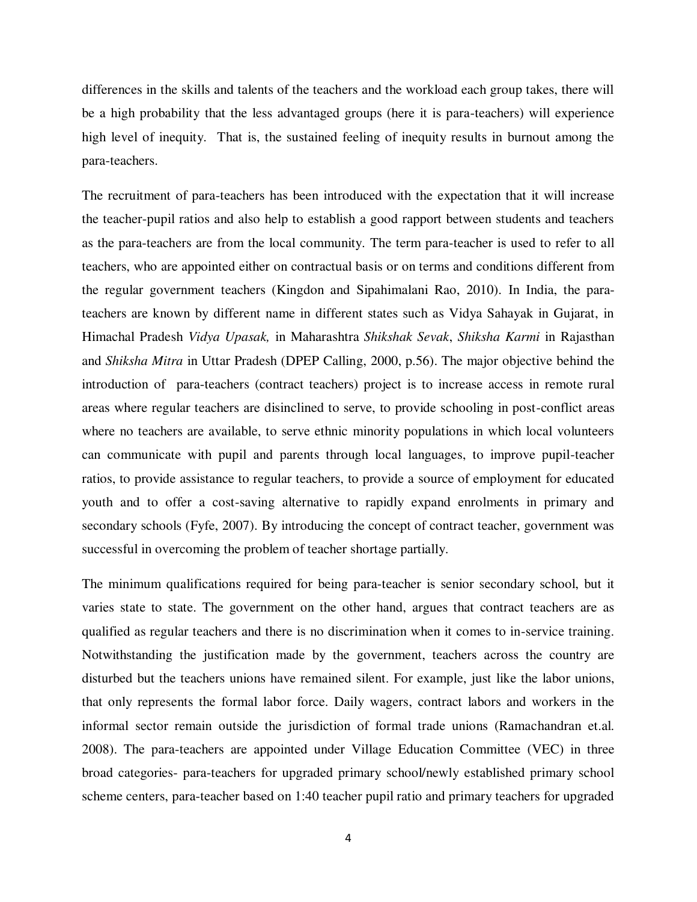differences in the skills and talents of the teachers and the workload each group takes, there will be a high probability that the less advantaged groups (here it is para-teachers) will experience high level of inequity. That is, the sustained feeling of inequity results in burnout among the para-teachers.

The recruitment of para-teachers has been introduced with the expectation that it will increase the teacher-pupil ratios and also help to establish a good rapport between students and teachers as the para-teachers are from the local community. The term para-teacher is used to refer to all teachers, who are appointed either on contractual basis or on terms and conditions different from the regular government teachers (Kingdon and Sipahimalani Rao, 2010). In India, the para-teachers are known by different name in different states such as Vidya Sahayak in Gujarat, in Himachal Pradesh *Vidya Upasak,* in Maharashtra *Shikshak Sevak*, *Shiksha Karmi* in Rajasthan and *Shiksha Mitra* in Uttar Pradesh (DPEP Calling, 2000, p.56). The major objective behind the introduction of para-teachers (contract teachers) project is to increase access in remote rural areas where regular teachers are disinclined to serve, to provide schooling in post-conflict areas where no teachers are available, to serve ethnic minority populations in which local volunteers can communicate with pupil and parents through local languages, to improve pupil-teacher ratios, to provide assistance to regular teachers, to provide a source of employment for educated youth and to offer a cost-saving alternative to rapidly expand enrolments in primary and secondary schools (Fyfe, 2007). By introducing the concept of contract teacher, government was successful in overcoming the problem of teacher shortage partially.

The minimum qualifications required for being para-teacher is senior secondary school, but it varies state to state. The government on the other hand, argues that contract teachers are as qualified as regular teachers and there is no discrimination when it comes to in-service training. Notwithstanding the justification made by the government, teachers across the country are disturbed but the teachers unions have remained silent. For example, just like the labor unions, that only represents the formal labor force. Daily wagers, contract labors and workers in the informal sector remain outside the jurisdiction of formal trade unions (Ramachandran et.al. 2008). The para-teachers are appointed under Village Education Committee (VEC) in three broad categories- para-teachers for upgraded primary school/newly established primary school scheme centers, para-teacher based on 1:40 teacher pupil ratio and primary teachers for upgraded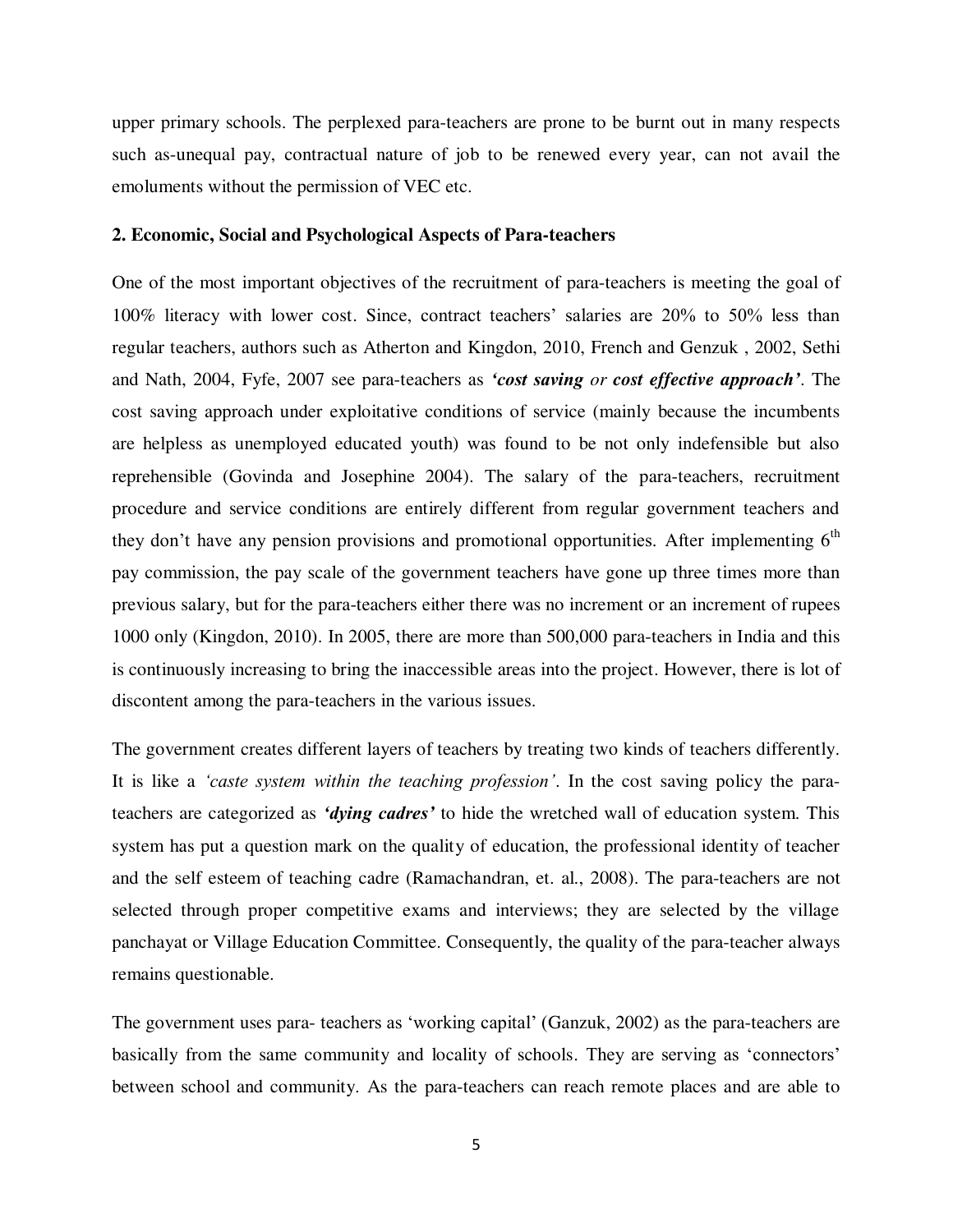upper primary schools. The perplexed para-teachers are prone to be burnt out in many respects such as-unequal pay, contractual nature of job to be renewed every year, can not avail the emoluments without the permission of VEC etc.

## 2. Economic, Social and Psychological Aspects of Para-teachers

One of the most important objectives of the recruitment of para-teachers is meeting the goal of 100% literacy with lower cost. Since, contract teachers' salaries are 20% to 50% less than regular teachers, authors such as Atherton and Kingdon, 2010, French and Genzuk , 2002, Sethi and Nath, 2004, Fyfe, 2007 see para-teachers as ***'cost saving** or **cost effective approach'***. The cost saving approach under exploitative conditions of service (mainly because the incumbents are helpless as unemployed educated youth) was found to be not only indefensible but also reprehensible (Govinda and Josephine 2004). The salary of the para-teachers, recruitment procedure and service conditions are entirely different from regular government teachers and they don't have any pension provisions and promotional opportunities. After implementing 6th pay commission, the pay scale of the government teachers have gone up three times more than previous salary, but for the para-teachers either there was no increment or an increment of rupees 1000 only (Kingdon, 2010). In 2005, there are more than 500,000 para-teachers in India and this is continuously increasing to bring the inaccessible areas into the project. However, there is lot of discontent among the para-teachers in the various issues.

The government creates different layers of teachers by treating two kinds of teachers differently. It is like a *'caste system within the teaching profession'*. In the cost saving policy the para-teachers are categorized as ***'dying cadres'*** to hide the wretched wall of education system. This system has put a question mark on the quality of education, the professional identity of teacher and the self esteem of teaching cadre (Ramachandran, et. al., 2008). The para-teachers are not selected through proper competitive exams and interviews; they are selected by the village panchayat or Village Education Committee. Consequently, the quality of the para-teacher always remains questionable.

The government uses para- teachers as 'working capital' (Ganzuk, 2002) as the para-teachers are basically from the same community and locality of schools. They are serving as 'connectors' between school and community. As the para-teachers can reach remote places and are able to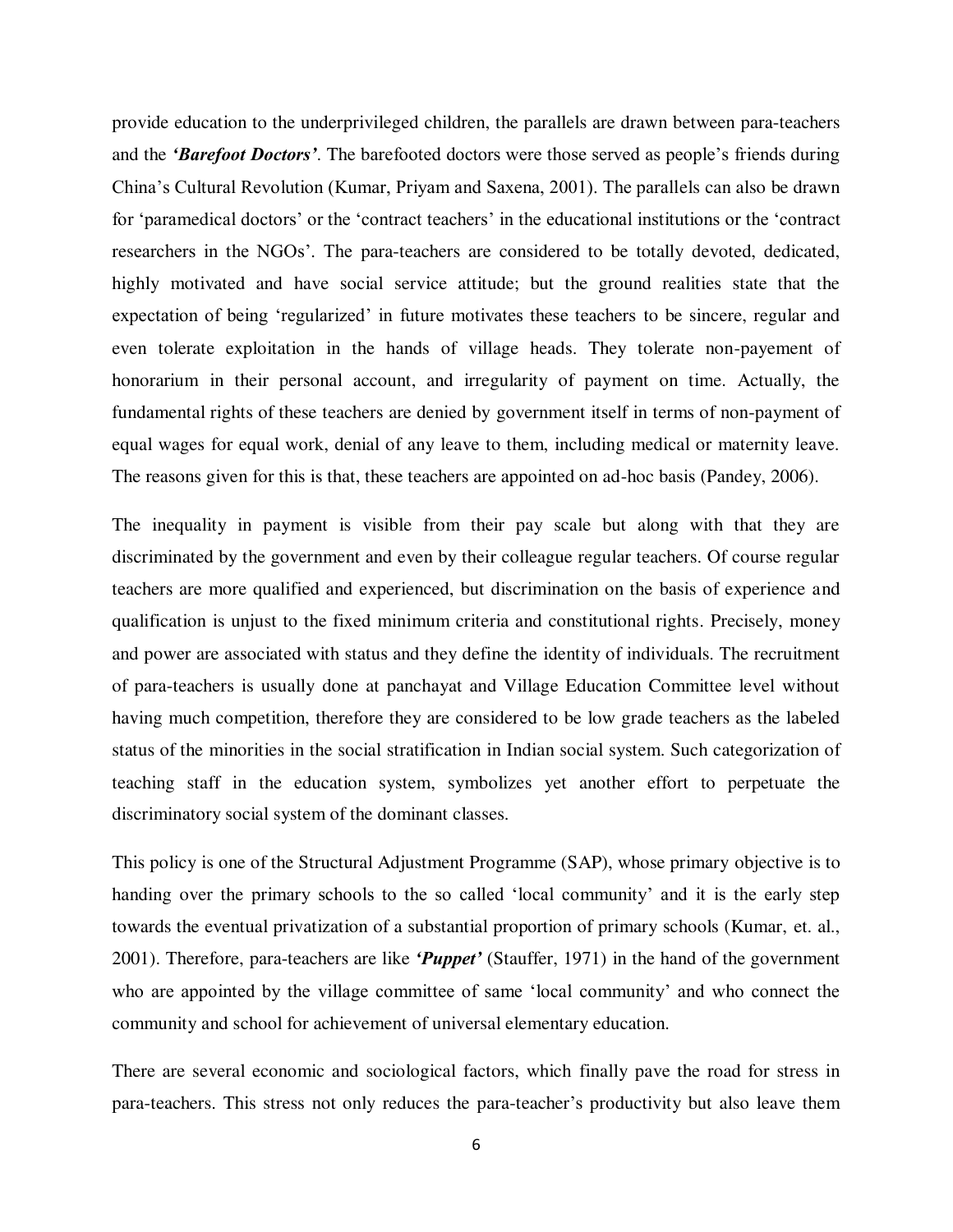provide education to the underprivileged children, the parallels are drawn between para-teachers and the ***'Barefoot Doctors'***. The barefooted doctors were those served as people's friends during China's Cultural Revolution (Kumar, Priyam and Saxena, 2001). The parallels can also be drawn for 'paramedical doctors' or the 'contract teachers' in the educational institutions or the 'contract researchers in the NGOs'. The para-teachers are considered to be totally devoted, dedicated, highly motivated and have social service attitude; but the ground realities state that the expectation of being 'regularized' in future motivates these teachers to be sincere, regular and even tolerate exploitation in the hands of village heads. They tolerate non-payement of honorarium in their personal account, and irregularity of payment on time. Actually, the fundamental rights of these teachers are denied by government itself in terms of non-payment of equal wages for equal work, denial of any leave to them, including medical or maternity leave. The reasons given for this is that, these teachers are appointed on ad-hoc basis (Pandey, 2006).

The inequality in payment is visible from their pay scale but along with that they are discriminated by the government and even by their colleague regular teachers. Of course regular teachers are more qualified and experienced, but discrimination on the basis of experience and qualification is unjust to the fixed minimum criteria and constitutional rights. Precisely, money and power are associated with status and they define the identity of individuals. The recruitment of para-teachers is usually done at panchayat and Village Education Committee level without having much competition, therefore they are considered to be low grade teachers as the labeled status of the minorities in the social stratification in Indian social system. Such categorization of teaching staff in the education system, symbolizes yet another effort to perpetuate the discriminatory social system of the dominant classes.

This policy is one of the Structural Adjustment Programme (SAP), whose primary objective is to handing over the primary schools to the so called 'local community' and it is the early step towards the eventual privatization of a substantial proportion of primary schools (Kumar, et. al., 2001). Therefore, para-teachers are like ***'Puppet'*** (Stauffer, 1971) in the hand of the government who are appointed by the village committee of same 'local community' and who connect the community and school for achievement of universal elementary education.

There are several economic and sociological factors, which finally pave the road for stress in para-teachers. This stress not only reduces the para-teacher's productivity but also leave them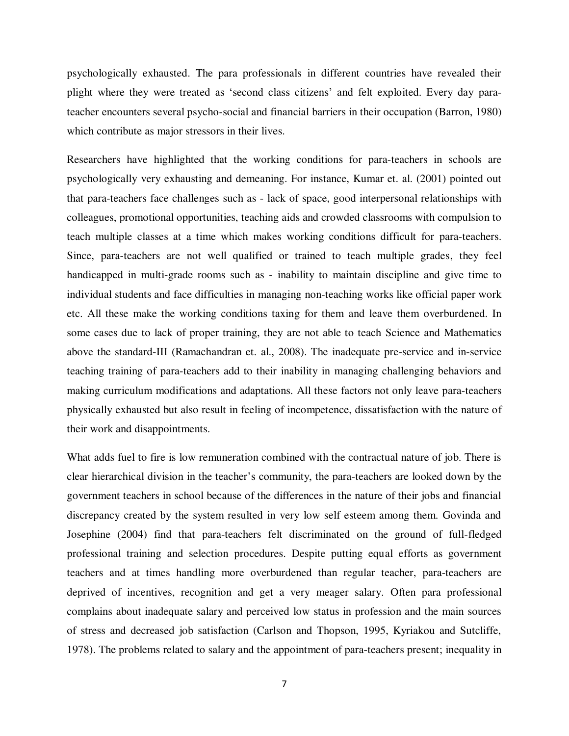psychologically exhausted. The para professionals in different countries have revealed their plight where they were treated as 'second class citizens' and felt exploited. Every day para-teacher encounters several psycho-social and financial barriers in their occupation (Barron, 1980) which contribute as major stressors in their lives.

Researchers have highlighted that the working conditions for para-teachers in schools are psychologically very exhausting and demeaning. For instance, Kumar et. al. (2001) pointed out that para-teachers face challenges such as - lack of space, good interpersonal relationships with colleagues, promotional opportunities, teaching aids and crowded classrooms with compulsion to teach multiple classes at a time which makes working conditions difficult for para-teachers. Since, para-teachers are not well qualified or trained to teach multiple grades, they feel handicapped in multi-grade rooms such as - inability to maintain discipline and give time to individual students and face difficulties in managing non-teaching works like official paper work etc. All these make the working conditions taxing for them and leave them overburdened. In some cases due to lack of proper training, they are not able to teach Science and Mathematics above the standard-III (Ramachandran et. al., 2008). The inadequate pre-service and in-service teaching training of para-teachers add to their inability in managing challenging behaviors and making curriculum modifications and adaptations. All these factors not only leave para-teachers physically exhausted but also result in feeling of incompetence, dissatisfaction with the nature of their work and disappointments.

What adds fuel to fire is low remuneration combined with the contractual nature of job. There is clear hierarchical division in the teacher's community, the para-teachers are looked down by the government teachers in school because of the differences in the nature of their jobs and financial discrepancy created by the system resulted in very low self esteem among them. Govinda and Josephine (2004) find that para-teachers felt discriminated on the ground of full-fledged professional training and selection procedures. Despite putting equal efforts as government teachers and at times handling more overburdened than regular teacher, para-teachers are deprived of incentives, recognition and get a very meager salary. Often para professional complains about inadequate salary and perceived low status in profession and the main sources of stress and decreased job satisfaction (Carlson and Thopson, 1995, Kyriakou and Sutcliffe, 1978). The problems related to salary and the appointment of para-teachers present; inequality in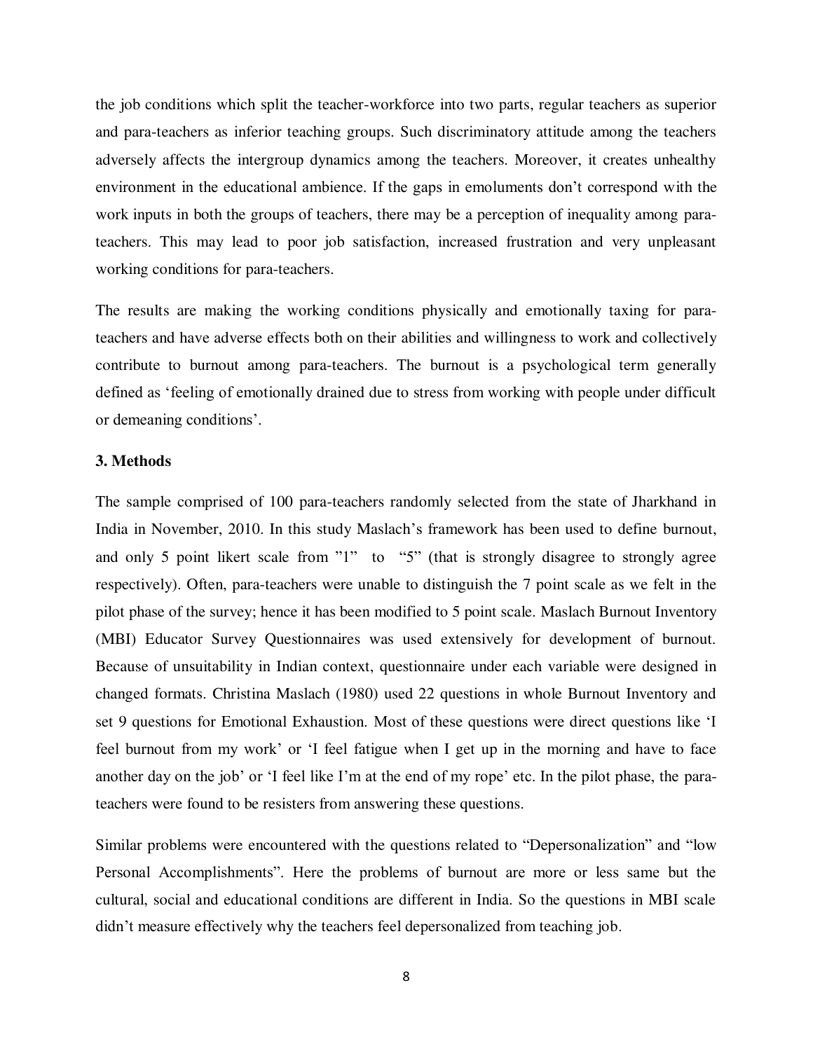the job conditions which split the teacher-workforce into two parts, regular teachers as superior and para-teachers as inferior teaching groups. Such discriminatory attitude among the teachers adversely affects the intergroup dynamics among the teachers. Moreover, it creates unhealthy environment in the educational ambience. If the gaps in emoluments don't correspond with the work inputs in both the groups of teachers, there may be a perception of inequality among para-teachers. This may lead to poor job satisfaction, increased frustration and very unpleasant working conditions for para-teachers.

The results are making the working conditions physically and emotionally taxing for para-teachers and have adverse effects both on their abilities and willingness to work and collectively contribute to burnout among para-teachers. The burnout is a psychological term generally defined as 'feeling of emotionally drained due to stress from working with people under difficult or demeaning conditions'.

### 3. Methods

The sample comprised of 100 para-teachers randomly selected from the state of Jharkhand in India in November, 2010. In this study Maslach's framework has been used to define burnout, and only 5 point likert scale from "1" to "5" (that is strongly disagree to strongly agree respectively). Often, para-teachers were unable to distinguish the 7 point scale as we felt in the pilot phase of the survey; hence it has been modified to 5 point scale. Maslach Burnout Inventory (MBI) Educator Survey Questionnaires was used extensively for development of burnout. Because of unsuitability in Indian context, questionnaire under each variable were designed in changed formats. Christina Maslach (1980) used 22 questions in whole Burnout Inventory and set 9 questions for Emotional Exhaustion. Most of these questions were direct questions like 'I feel burnout from my work' or 'I feel fatigue when I get up in the morning and have to face another day on the job' or 'I feel like I'm at the end of my rope' etc. In the pilot phase, the para-teachers were found to be resisters from answering these questions.

Similar problems were encountered with the questions related to "Depersonalization" and "low Personal Accomplishments". Here the problems of burnout are more or less same but the cultural, social and educational conditions are different in India. So the questions in MBI scale didn't measure effectively why the teachers feel depersonalized from teaching job.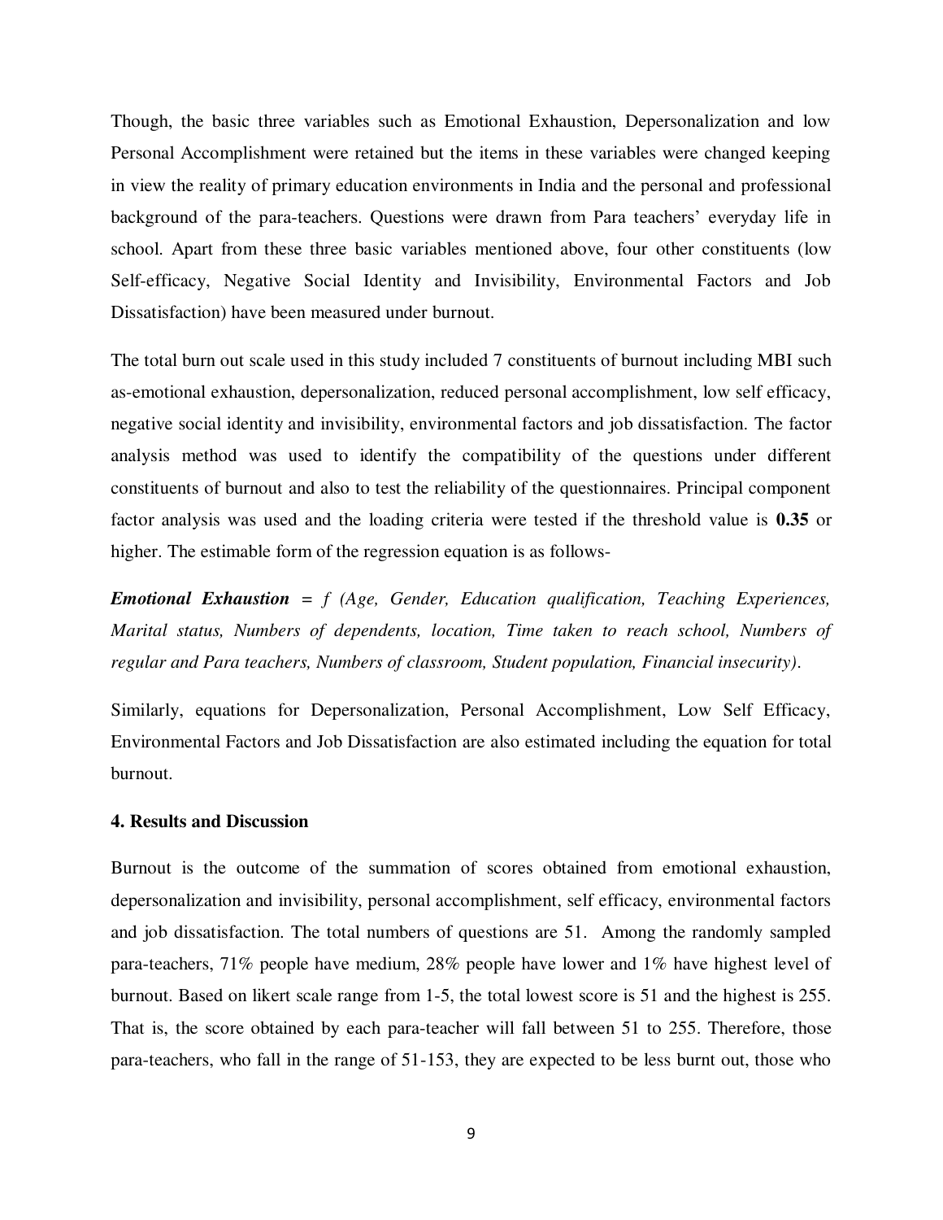Though, the basic three variables such as Emotional Exhaustion, Depersonalization and low Personal Accomplishment were retained but the items in these variables were changed keeping in view the reality of primary education environments in India and the personal and professional background of the para-teachers. Questions were drawn from Para teachers' everyday life in school. Apart from these three basic variables mentioned above, four other constituents (low Self-efficacy, Negative Social Identity and Invisibility, Environmental Factors and Job Dissatisfaction) have been measured under burnout.

The total burn out scale used in this study included 7 constituents of burnout including MBI such as-emotional exhaustion, depersonalization, reduced personal accomplishment, low self efficacy, negative social identity and invisibility, environmental factors and job dissatisfaction. The factor analysis method was used to identify the compatibility of the questions under different constituents of burnout and also to test the reliability of the questionnaires. Principal component factor analysis was used and the loading criteria were tested if the threshold value is **0.35** or higher. The estimable form of the regression equation is as follows-

***Emotional Exhaustion*** *= f (Age, Gender, Education qualification, Teaching Experiences, Marital status, Numbers of dependents, location, Time taken to reach school, Numbers of regular and Para teachers, Numbers of classroom, Student population, Financial insecurity)*.

Similarly, equations for Depersonalization, Personal Accomplishment, Low Self Efficacy, Environmental Factors and Job Dissatisfaction are also estimated including the equation for total burnout.

### 4. Results and Discussion

Burnout is the outcome of the summation of scores obtained from emotional exhaustion, depersonalization and invisibility, personal accomplishment, self efficacy, environmental factors and job dissatisfaction. The total numbers of questions are 51. Among the randomly sampled para-teachers, 71% people have medium, 28% people have lower and 1% have highest level of burnout. Based on likert scale range from 1-5, the total lowest score is 51 and the highest is 255. That is, the score obtained by each para-teacher will fall between 51 to 255. Therefore, those para-teachers, who fall in the range of 51-153, they are expected to be less burnt out, those who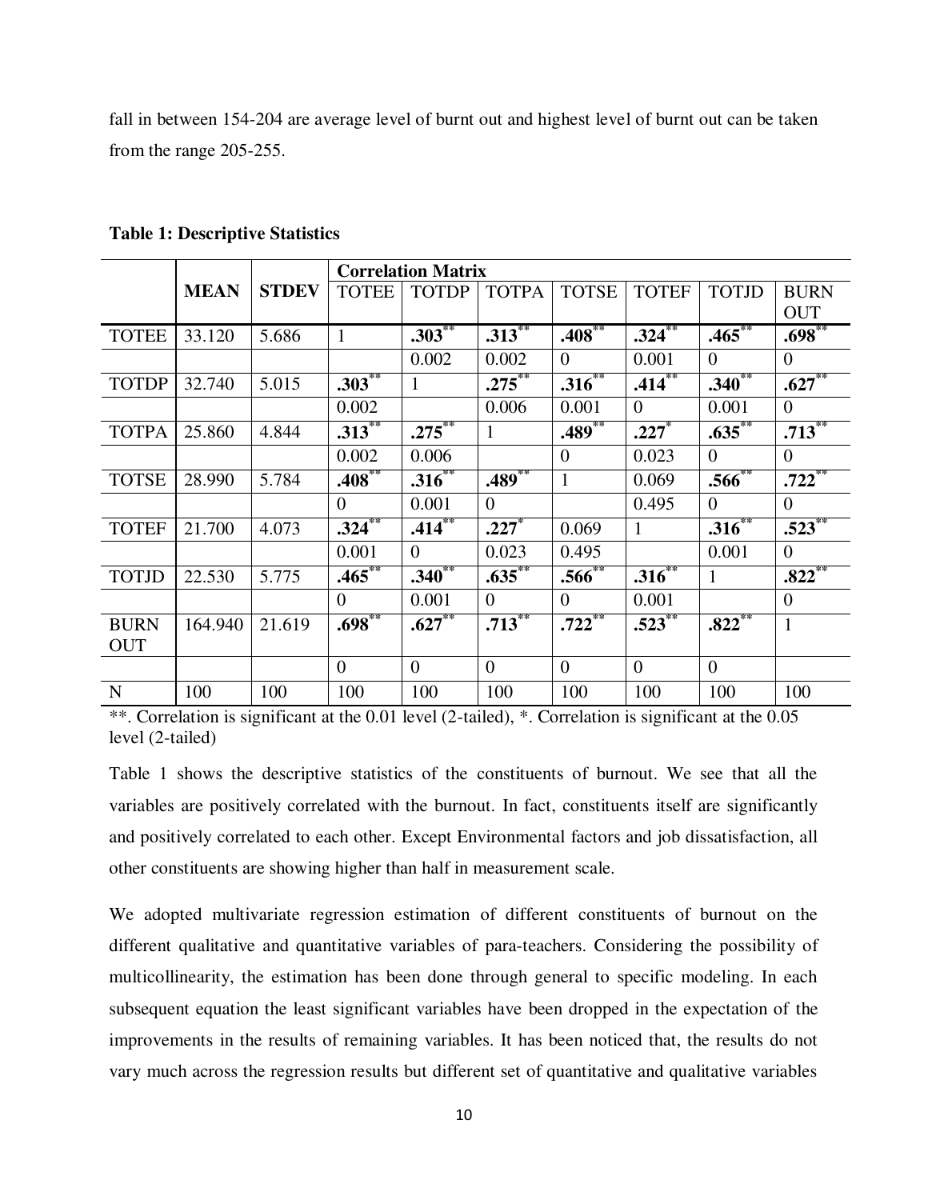fall in between 154-204 are average level of burnt out and highest level of burnt out can be taken from the range 205-255.

**Table 1: Descriptive Statistics**

| | **MEAN** | **STDEV** | **Correlation Matrix** | | | | | | |
|---|---|---|---|---|---|---|---|---|---|
| | | | TOTEE | TOTDP | TOTPA | TOTSE | TOTEF | TOTJD | BURN OUT |
| TOTEE | 33.120 | 5.686 | 1 | **.303**** | **.313**** | **.408**** | **.324**** | **.465**** | **.698**** |
| | | | | 0.002 | 0.002 | 0 | 0.001 | 0 | 0 |
| TOTDP | 32.740 | 5.015 | **.303**** | 1 | **.275**** | **.316**** | **.414**** | **.340**** | **.627**** |
| | | | 0.002 | | 0.006 | 0.001 | 0 | 0.001 | 0 |
| TOTPA | 25.860 | 4.844 | **.313**** | **.275**** | 1 | **.489**** | **.227*** | **.635**** | **.713**** |
| | | | 0.002 | 0.006 | | 0 | 0.023 | 0 | 0 |
| TOTSE | 28.990 | 5.784 | **.408**** | **.316**** | **.489**** | 1 | 0.069 | **.566**** | **.722**** |
| | | | 0 | 0.001 | 0 | | 0.495 | 0 | 0 |
| TOTEF | 21.700 | 4.073 | **.324**** | **.414**** | **.227*** | 0.069 | 1 | **.316**** | **.523**** |
| | | | 0.001 | 0 | 0.023 | 0.495 | | 0.001 | 0 |
| TOTJD | 22.530 | 5.775 | **.465**** | **.340**** | **.635**** | **.566**** | **.316**** | 1 | **.822**** |
| | | | 0 | 0.001 | 0 | 0 | 0.001 | | 0 |
| BURN OUT | 164.940 | 21.619 | **.698**** | **.627**** | **.713**** | **.722**** | **.523**** | **.822**** | 1 |
| | | | 0 | 0 | 0 | 0 | 0 | 0 | |
| N | 100 | 100 | 100 | 100 | 100 | 100 | 100 | 100 | 100 |

**. Correlation is significant at the 0.01 level (2-tailed), *. Correlation is significant at the 0.05 level (2-tailed)

Table 1 shows the descriptive statistics of the constituents of burnout. We see that all the variables are positively correlated with the burnout. In fact, constituents itself are significantly and positively correlated to each other. Except Environmental factors and job dissatisfaction, all other constituents are showing higher than half in measurement scale.

We adopted multivariate regression estimation of different constituents of burnout on the different qualitative and quantitative variables of para-teachers. Considering the possibility of multicollinearity, the estimation has been done through general to specific modeling. In each subsequent equation the least significant variables have been dropped in the expectation of the improvements in the results of remaining variables. It has been noticed that, the results do not vary much across the regression results but different set of quantitative and qualitative variables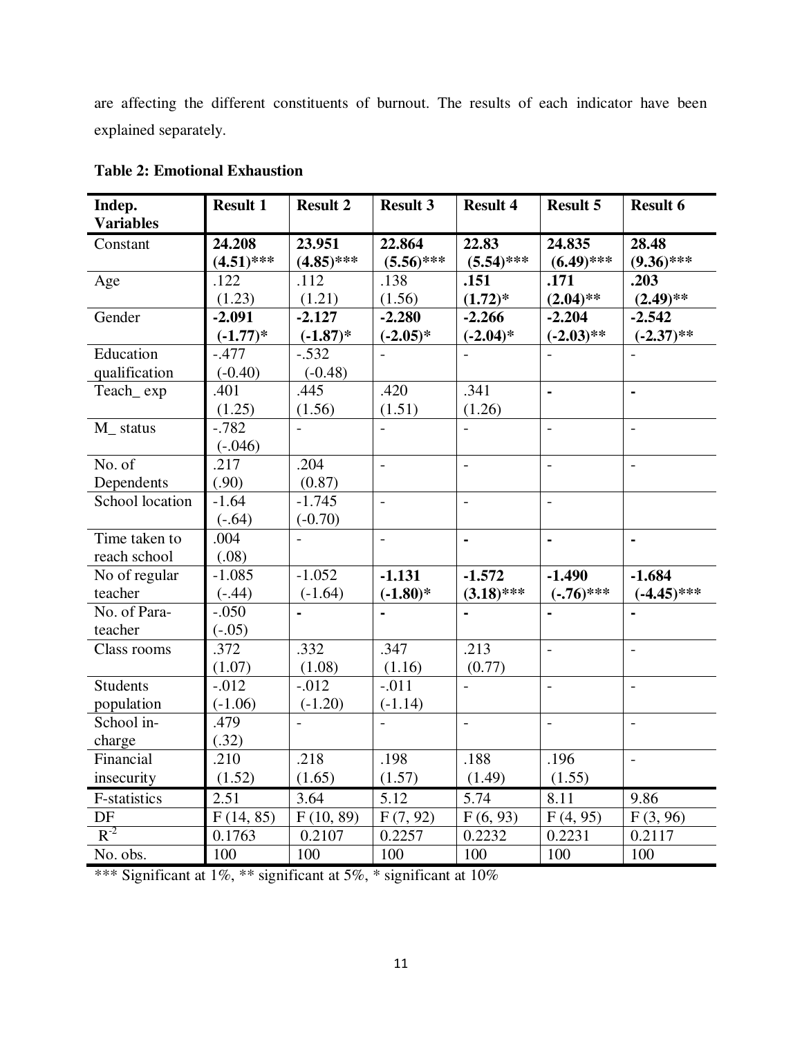are affecting the different constituents of burnout. The results of each indicator have been explained separately.

**Table 2: Emotional Exhaustion**

| Indep. Variables | Result 1 | Result 2 | Result 3 | Result 4 | Result 5 | Result 6 |
|---|---|---|---|---|---|---|
| Constant | **24.208 (4.51)*** ** | **23.951 (4.85)*** ** | **22.864 (5.56)*** ** | **22.83 (5.54)*** ** | **24.835 (6.49)*** ** | **28.48 (9.36)*** ** |
| Age | .122 (1.23) | .112 (1.21) | .138 (1.56) | **.151 (1.72)*** | **.171 (2.04)**** | **.203 (2.49)**** |
| Gender | **-2.091 (-1.77)*** | **-2.127 (-1.87)*** | **-2.280 (-2.05)*** | **-2.266 (-2.04)*** | **-2.204 (-2.03)**** | **-2.542 (-2.37)**** |
| Education qualification | -.477 (-0.40) | -.532 (-0.48) | - | - | - | - |
| Teach_ exp | .401 (1.25) | .445 (1.56) | .420 (1.51) | .341 (1.26) | **-** | **-** |
| M_ status | -.782 (-.046) | - | - | - | - | - |
| No. of Dependents | .217 (.90) | .204 (0.87) | - | - | - | - |
| School location | -1.64 (-.64) | -1.745 (-0.70) | - | - | - | |
| Time taken to reach school | .004 (.08) | - | - | **-** | **-** | **-** |
| No of regular teacher | -1.085 (-.44) | -1.052 (-1.64) | **-1.131 (-1.80)*** | **-1.572 (3.18)*** ** | **-1.490 (-.76)*** ** | **-1.684 (-4.45)*** ** |
| No. of Para-teacher | -.050 (-.05) | **-** | **-** | **-** | **-** | **-** |
| Class rooms | .372 (1.07) | .332 (1.08) | .347 (1.16) | .213 (0.77) | - | - |
| Students population | -.012 (-1.06) | -.012 (-1.20) | -.011 (-1.14) | - | - | - |
| School in-charge | .479 (.32) | - | - | - | - | - |
| Financial insecurity | .210 (1.52) | .218 (1.65) | .198 (1.57) | .188 (1.49) | .196 (1.55) | - |
| F-statistics | 2.51 | 3.64 | 5.12 | 5.74 | 8.11 | 9.86 |
| DF | F (14, 85) | F (10, 89) | F (7, 92) | F (6, 93) | F (4, 95) | F (3, 96) |
| $R^{-2}$ | 0.1763 | 0.2107 | 0.2257 | 0.2232 | 0.2231 | 0.2117 |
| No. obs. | 100 | 100 | 100 | 100 | 100 | 100 |

*** Significant at 1%, ** significant at 5%, * significant at 10%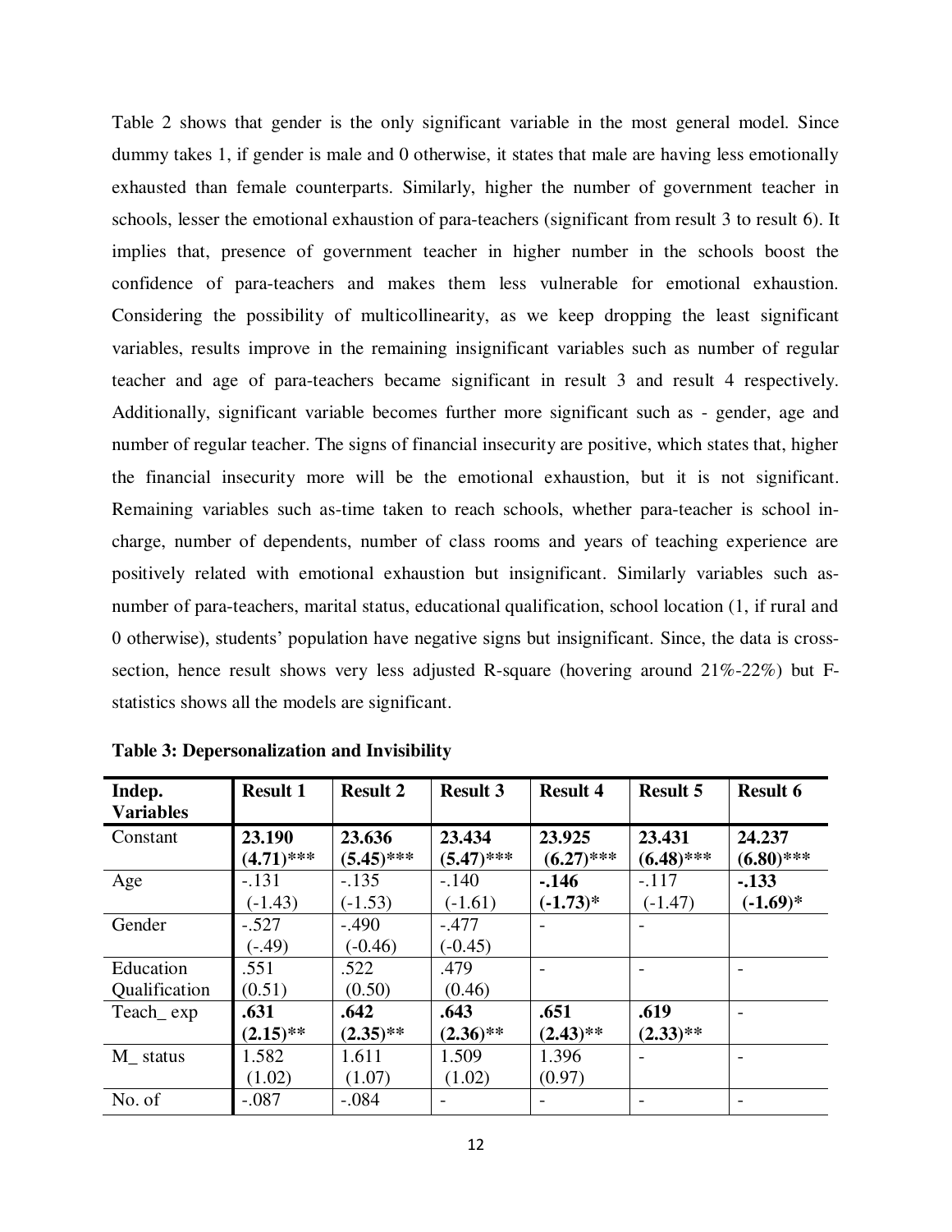Table 2 shows that gender is the only significant variable in the most general model. Since dummy takes 1, if gender is male and 0 otherwise, it states that male are having less emotionally exhausted than female counterparts. Similarly, higher the number of government teacher in schools, lesser the emotional exhaustion of para-teachers (significant from result 3 to result 6). It implies that, presence of government teacher in higher number in the schools boost the confidence of para-teachers and makes them less vulnerable for emotional exhaustion. Considering the possibility of multicollinearity, as we keep dropping the least significant variables, results improve in the remaining insignificant variables such as number of regular teacher and age of para-teachers became significant in result 3 and result 4 respectively. Additionally, significant variable becomes further more significant such as - gender, age and number of regular teacher. The signs of financial insecurity are positive, which states that, higher the financial insecurity more will be the emotional exhaustion, but it is not significant. Remaining variables such as-time taken to reach schools, whether para-teacher is school in-charge, number of dependents, number of class rooms and years of teaching experience are positively related with emotional exhaustion but insignificant. Similarly variables such as-number of para-teachers, marital status, educational qualification, school location (1, if rural and 0 otherwise), students' population have negative signs but insignificant. Since, the data is cross-section, hence result shows very less adjusted R-square (hovering around 21%-22%) but F-statistics shows all the models are significant.

**Table 3: Depersonalization and Invisibility**

| Indep. Variables | Result 1 | Result 2 | Result 3 | Result 4 | Result 5 | Result 6 |
|---|---|---|---|---|---|---|
| Constant | **23.190 (4.71)\*\*\*** | **23.636 (5.45)\*\*\*** | **23.434 (5.47)\*\*\*** | **23.925 (6.27)\*\*\*** | **23.431 (6.48)\*\*\*** | **24.237 (6.80)\*\*\*** |
| Age | -.131 (-1.43) | -.135 (-1.53) | -.140 (-1.61) | **-.146 (-1.73)\*** | -.117 (-1.47) | **-.133 (-1.69)\*** |
| Gender | -.527 (-.49) | -.490 (-0.46) | -.477 (-0.45) | - | - | |
| Education Qualification | .551 (0.51) | .522 (0.50) | .479 (0.46) | - | - | - |
| Teach_ exp | **.631 (2.15)\*\*** | **.642 (2.35)\*\*** | **.643 (2.36)\*\*** | **.651 (2.43)\*\*** | **.619 (2.33)\*\*** | - |
| M_ status | 1.582 (1.02) | 1.611 (1.07) | 1.509 (1.02) | 1.396 (0.97) | - | - |
| No. of | -.087 | -.084 | - | - | - | - |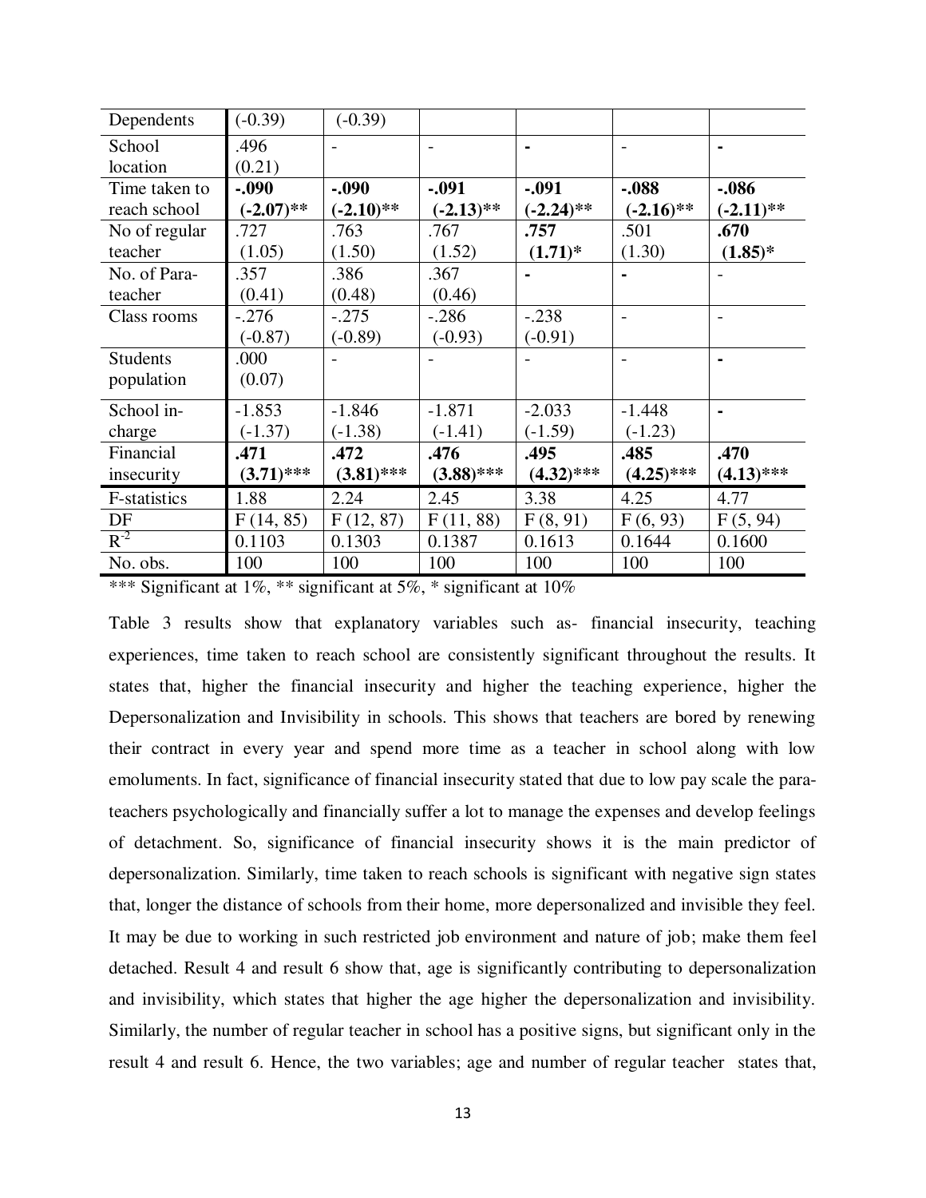| Dependents | (-0.39) | (-0.39) | | | | |
|---|---|---|---|---|---|---|
| School location | .496 (0.21) | - | - | - | - | - |
| Time taken to reach school | **-.090 (-2.07)\*\*** | **-.090 (-2.10)\*\*** | **-.091 (-2.13)\*\*** | **-.091 (-2.24)\*\*** | **-.088 (-2.16)\*\*** | **-.086 (-2.11)\*\*** |
| No of regular teacher | .727 (1.05) | .763 (1.50) | .767 (1.52) | **.757 (1.71)\*** | .501 (1.30) | **.670 (1.85)\*** |
| No. of Para-teacher | .357 (0.41) | .386 (0.48) | .367 (0.46) | - | - | - |
| Class rooms | -.276 (-0.87) | -.275 (-0.89) | -.286 (-0.93) | -.238 (-0.91) | - | - |
| Students population | .000 (0.07) | - | - | - | - | - |
| School in-charge | -1.853 (-1.37) | -1.846 (-1.38) | -1.871 (-1.41) | -2.033 (-1.59) | -1.448 (-1.23) | - |
| Financial insecurity | **.471 (3.71)\*\*\*** | **.472 (3.81)\*\*\*** | **.476 (3.88)\*\*\*** | **.495 (4.32)\*\*\*** | **.485 (4.25)\*\*\*** | **.470 (4.13)\*\*\*** |
| F-statistics | 1.88 | 2.24 | 2.45 | 3.38 | 4.25 | 4.77 |
| DF | F (14, 85) | F (12, 87) | F (11, 88) | F (8, 91) | F (6, 93) | F (5, 94) |
| $R^{-2}$ | 0.1103 | 0.1303 | 0.1387 | 0.1613 | 0.1644 | 0.1600 |
| No. obs. | 100 | 100 | 100 | 100 | 100 | 100 |

*** Significant at 1%, ** significant at 5%, * significant at 10%

Table 3 results show that explanatory variables such as- financial insecurity, teaching experiences, time taken to reach school are consistently significant throughout the results. It states that, higher the financial insecurity and higher the teaching experience, higher the Depersonalization and Invisibility in schools. This shows that teachers are bored by renewing their contract in every year and spend more time as a teacher in school along with low emoluments. In fact, significance of financial insecurity stated that due to low pay scale the para-teachers psychologically and financially suffer a lot to manage the expenses and develop feelings of detachment. So, significance of financial insecurity shows it is the main predictor of depersonalization. Similarly, time taken to reach schools is significant with negative sign states that, longer the distance of schools from their home, more depersonalized and invisible they feel. It may be due to working in such restricted job environment and nature of job; make them feel detached. Result 4 and result 6 show that, age is significantly contributing to depersonalization and invisibility, which states that higher the age higher the depersonalization and invisibility. Similarly, the number of regular teacher in school has a positive signs, but significant only in the result 4 and result 6. Hence, the two variables; age and number of regular teacher states that,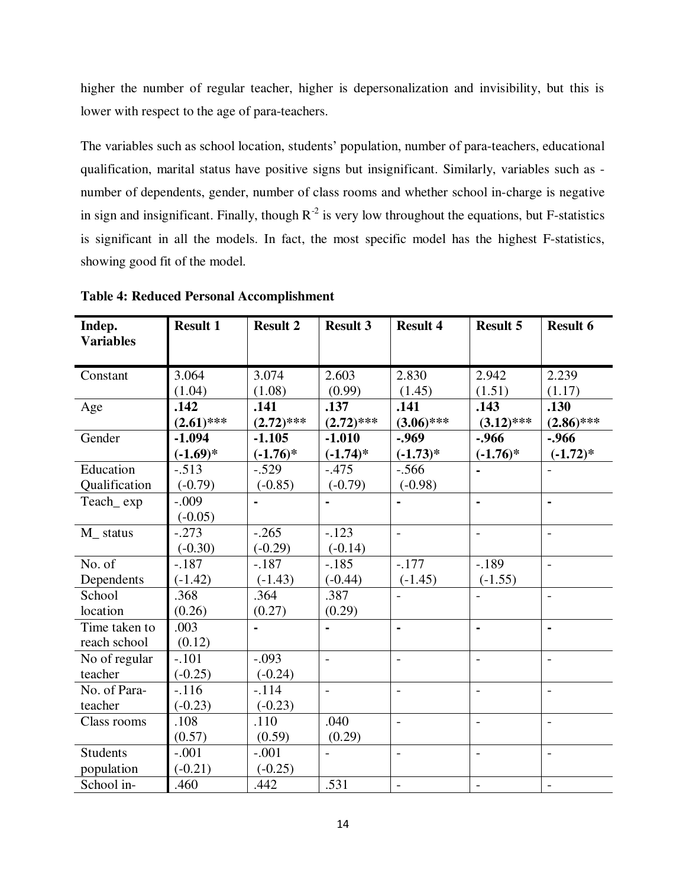higher the number of regular teacher, higher is depersonalization and invisibility, but this is lower with respect to the age of para-teachers.

The variables such as school location, students' population, number of para-teachers, educational qualification, marital status have positive signs but insignificant. Similarly, variables such as - number of dependents, gender, number of class rooms and whether school in-charge is negative in sign and insignificant. Finally, though $R^{-2}$ is very low throughout the equations, but F-statistics is significant in all the models. In fact, the most specific model has the highest F-statistics, showing good fit of the model.

**Table 4: Reduced Personal Accomplishment**

| Indep. Variables | Result 1 | Result 2 | Result 3 | Result 4 | Result 5 | Result 6 |
|---|---|---|---|---|---|---|
| Constant | 3.064 (1.04) | 3.074 (1.08) | 2.603 (0.99) | 2.830 (1.45) | 2.942 (1.51) | 2.239 (1.17) |
| Age | **.142 (2.61)*** | **.141 (2.72)*** | **.137 (2.72)*** | **.141 (3.06)*** | **.143 (3.12)*** | **.130 (2.86)*** |
| Gender | **-1.094 (-1.69)*** | **-1.105 (-1.76)*** | **-1.010 (-1.74)*** | **-.969 (-1.73)*** | **-.966 (-1.76)*** | **-.966 (-1.72)*** |
| Education Qualification | -.513 (-0.79) | -.529 (-0.85) | -.475 (-0.79) | -.566 (-0.98) | - | - |
| Teach_ exp | -.009 (-0.05) | - | - | - | - | - |
| M_ status | -.273 (-0.30) | -.265 (-0.29) | -.123 (-0.14) | - | - | - |
| No. of Dependents | -.187 (-1.42) | -.187 (-1.43) | -.185 (-0.44) | -.177 (-1.45) | -.189 (-1.55) | - |
| School location | .368 (0.26) | .364 (0.27) | .387 (0.29) | - | - | - |
| Time taken to reach school | .003 (0.12) | - | - | - | - | - |
| No of regular teacher | -.101 (-0.25) | -.093 (-0.24) | - | - | - | - |
| No. of Para-teacher | -.116 (-0.23) | -.114 (-0.23) | - | - | - | - |
| Class rooms | .108 (0.57) | .110 (0.59) | .040 (0.29) | - | - | - |
| Students population | -.001 (-0.21) | -.001 (-0.25) | - | - | - | - |
| School in- | .460 | .442 | .531 | - | - | - |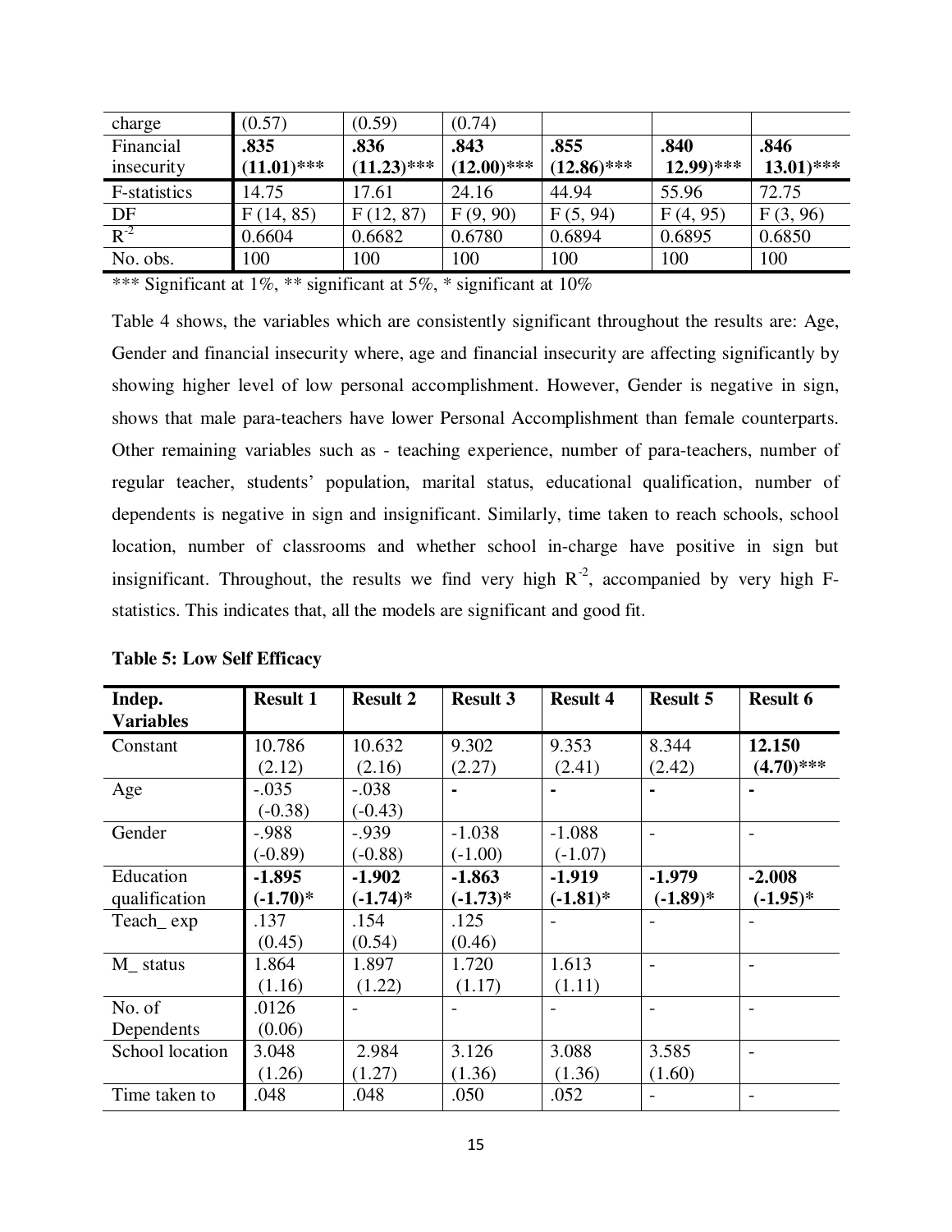| charge | (0.57) | (0.59) | (0.74) | | | |
|---|---|---|---|---|---|---|
| Financial insecurity | **.835 (11.01)*** ** | **.836 (11.23)*** ** | **.843 (12.00)*** ** | **.855 (12.86)*** ** | **.840 12.99)*** ** | **.846 13.01)*** ** |
| F-statistics | 14.75 | 17.61 | 24.16 | 44.94 | 55.96 | 72.75 |
| DF | F (14, 85) | F (12, 87) | F (9, 90) | F (5, 94) | F (4, 95) | F (3, 96) |
| $R^{-2}$ | 0.6604 | 0.6682 | 0.6780 | 0.6894 | 0.6895 | 0.6850 |
| No. obs. | 100 | 100 | 100 | 100 | 100 | 100 |

*** Significant at 1%, ** significant at 5%, * significant at 10%

Table 4 shows, the variables which are consistently significant throughout the results are: Age, Gender and financial insecurity where, age and financial insecurity are affecting significantly by showing higher level of low personal accomplishment. However, Gender is negative in sign, shows that male para-teachers have lower Personal Accomplishment than female counterparts. Other remaining variables such as - teaching experience, number of para-teachers, number of regular teacher, students' population, marital status, educational qualification, number of dependents is negative in sign and insignificant. Similarly, time taken to reach schools, school location, number of classrooms and whether school in-charge have positive in sign but insignificant. Throughout, the results we find very high $R^{-2}$, accompanied by very high F-statistics. This indicates that, all the models are significant and good fit.

**Table 5: Low Self Efficacy**

| Indep. Variables | Result 1 | Result 2 | Result 3 | Result 4 | Result 5 | Result 6 |
|---|---|---|---|---|---|---|
| Constant | 10.786 (2.12) | 10.632 (2.16) | 9.302 (2.27) | 9.353 (2.41) | 8.344 (2.42) | **12.150 (4.70)*** ** |
| Age | -.035 (-0.38) | -.038 (-0.43) | - | - | - | - |
| Gender | -.988 (-0.89) | -.939 (-0.88) | -1.038 (-1.00) | -1.088 (-1.07) | - | - |
| Education qualification | **-1.895 (-1.70)*** | **-1.902 (-1.74)*** | **-1.863 (-1.73)*** | **-1.919 (-1.81)*** | **-1.979 (-1.89)*** | **-2.008 (-1.95)*** |
| Teach_ exp | .137 (0.45) | .154 (0.54) | .125 (0.46) | - | - | - |
| M_ status | 1.864 (1.16) | 1.897 (1.22) | 1.720 (1.17) | 1.613 (1.11) | - | - |
| No. of Dependents | .0126 (0.06) | - | - | - | - | - |
| School location | 3.048 (1.26) | 2.984 (1.27) | 3.126 (1.36) | 3.088 (1.36) | 3.585 (1.60) | - |
| Time taken to | .048 | .048 | .050 | .052 | - | - |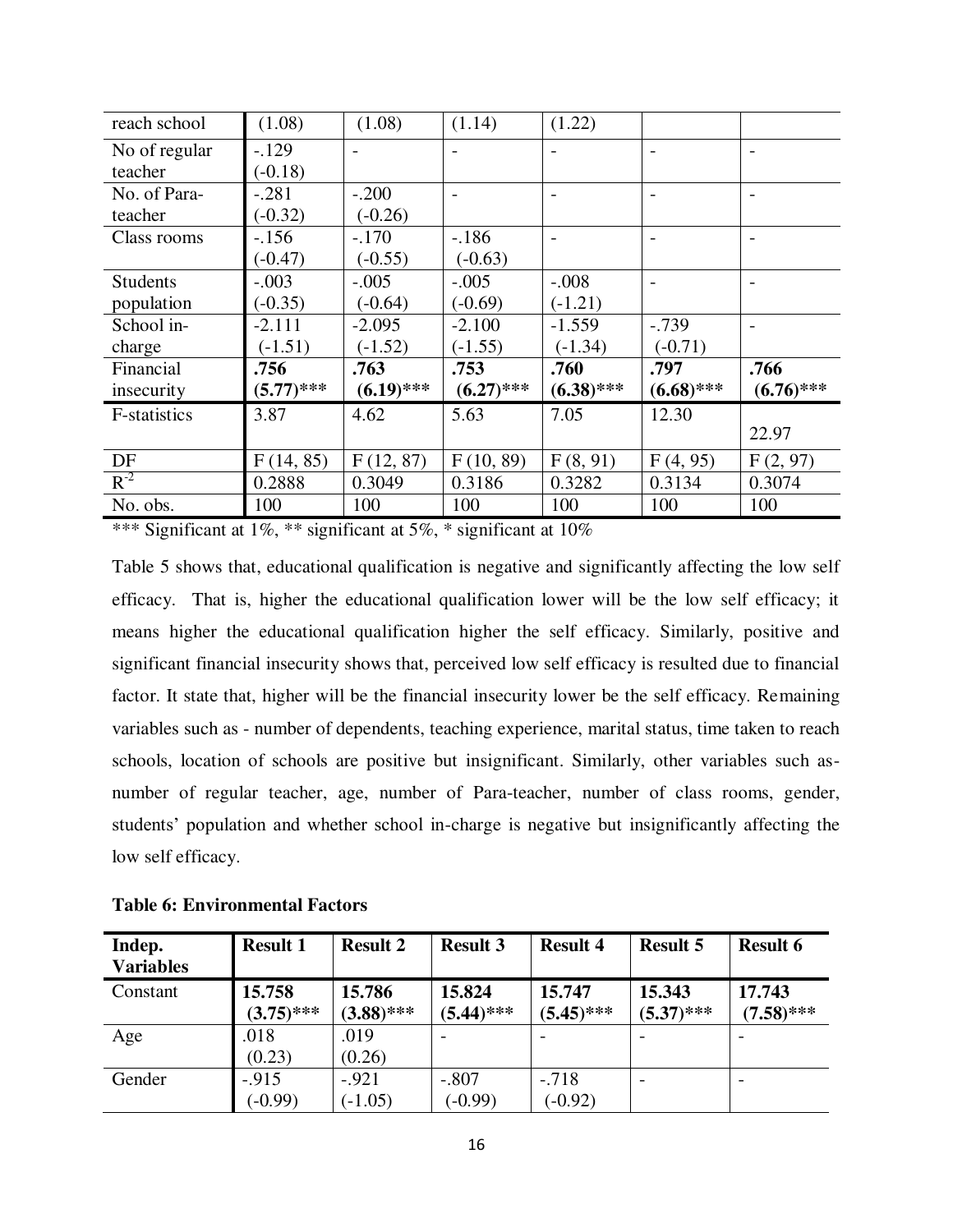| | | | | | | |
|---|---|---|---|---|---|---|
| reach school | (1.08) | (1.08) | (1.14) | (1.22) | | |
| No of regular teacher | -.129 (-0.18) | - | - | - | - | - |
| No. of Para-teacher | -.281 (-0.32) | -.200 (-0.26) | - | - | - | - |
| Class rooms | -.156 (-0.47) | -.170 (-0.55) | -.186 (-0.63) | - | - | - |
| Students population | -.003 (-0.35) | -.005 (-0.64) | -.005 (-0.69) | -.008 (-1.21) | - | - |
| School in-charge | -2.111 (-1.51) | -2.095 (-1.52) | -2.100 (-1.55) | -1.559 (-1.34) | -.739 (-0.71) | - |
| Financial insecurity | **.756 (5.77)*** ** | **.763 (6.19)*** ** | **.753 (6.27)*** ** | **.760 (6.38)*** ** | **.797 (6.68)*** ** | **.766 (6.76)*** ** |
| F-statistics | 3.87 | 4.62 | 5.63 | 7.05 | 12.30 | 22.97 |
| DF | F (14, 85) | F (12, 87) | F (10, 89) | F (8, 91) | F (4, 95) | F (2, 97) |
| $R^{-2}$ | 0.2888 | 0.3049 | 0.3186 | 0.3282 | 0.3134 | 0.3074 |
| No. obs. | 100 | 100 | 100 | 100 | 100 | 100 |

*** Significant at 1%, ** significant at 5%, * significant at 10%

Table 5 shows that, educational qualification is negative and significantly affecting the low self efficacy. That is, higher the educational qualification lower will be the low self efficacy; it means higher the educational qualification higher the self efficacy. Similarly, positive and significant financial insecurity shows that, perceived low self efficacy is resulted due to financial factor. It state that, higher will be the financial insecurity lower be the self efficacy. Remaining variables such as - number of dependents, teaching experience, marital status, time taken to reach schools, location of schools are positive but insignificant. Similarly, other variables such as- number of regular teacher, age, number of Para-teacher, number of class rooms, gender, students' population and whether school in-charge is negative but insignificantly affecting the low self efficacy.

**Table 6: Environmental Factors**

| Indep. Variables | Result 1 | Result 2 | Result 3 | Result 4 | Result 5 | Result 6 |
|---|---|---|---|---|---|---|
| Constant | **15.758 (3.75)*** ** | **15.786 (3.88)*** ** | **15.824 (5.44)*** ** | **15.747 (5.45)*** ** | **15.343 (5.37)*** ** | **17.743 (7.58)*** ** |
| Age | .018 (0.23) | .019 (0.26) | - | - | - | - |
| Gender | -.915 (-0.99) | -.921 (-1.05) | -.807 (-0.99) | -.718 (-0.92) | - | - |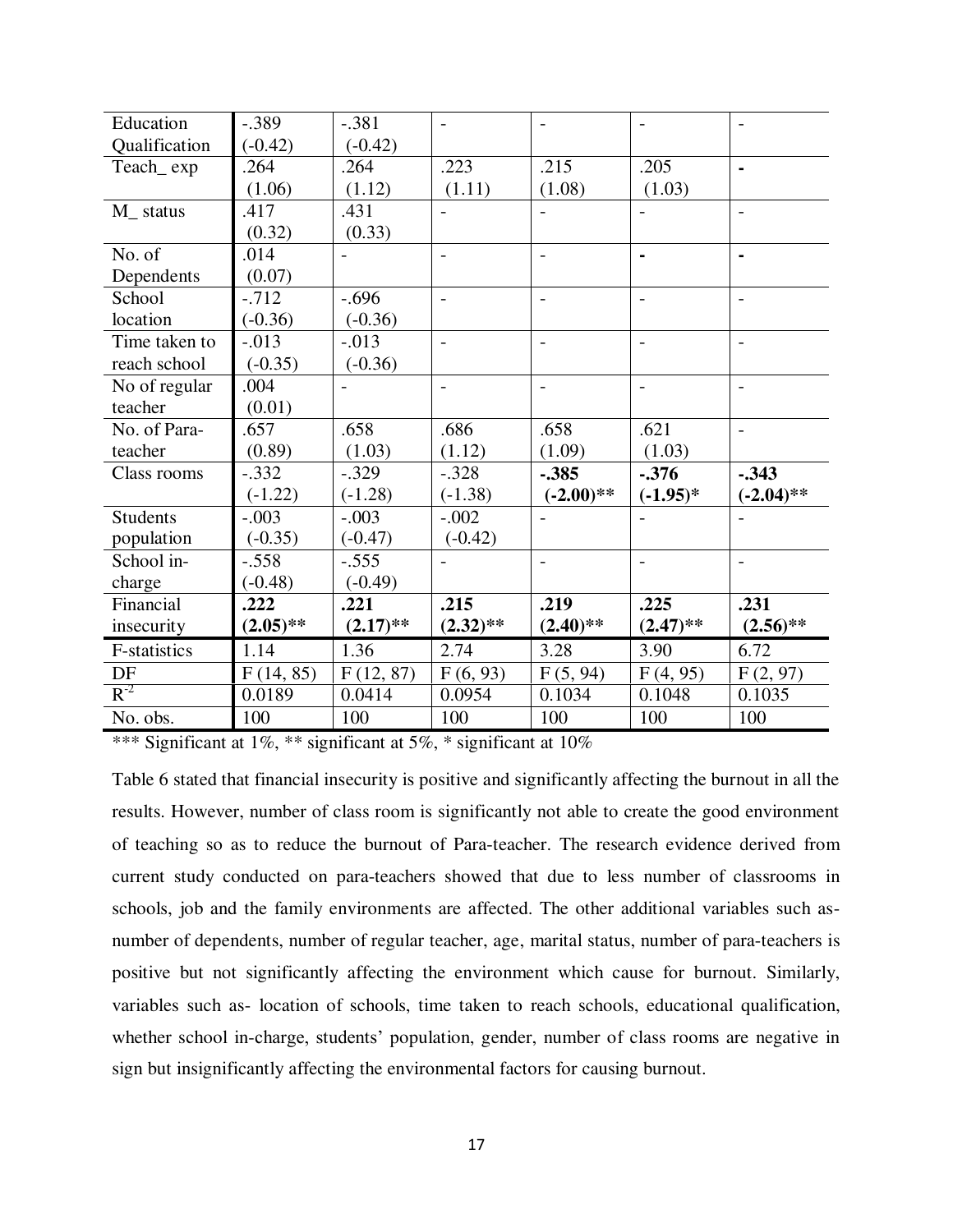| Education Qualification | -.389 (-0.42) | -.381 (-0.42) | - | - | - | - |
|---|---|---|---|---|---|---|
| Teach_ exp | .264 (1.06) | .264 (1.12) | .223 (1.11) | .215 (1.08) | .205 (1.03) | - |
| M_ status | .417 (0.32) | .431 (0.33) | - | - | - | - |
| No. of Dependents | .014 (0.07) | - | - | - | - | - |
| School location | -.712 (-0.36) | -.696 (-0.36) | - | - | - | - |
| Time taken to reach school | -.013 (-0.35) | -.013 (-0.36) | - | - | - | - |
| No of regular teacher | .004 (0.01) | - | - | - | - | - |
| No. of Para-teacher | .657 (0.89) | .658 (1.03) | .686 (1.12) | .658 (1.09) | .621 (1.03) | - |
| Class rooms | -.332 (-1.22) | -.329 (-1.28) | -.328 (-1.38) | **-.385 (-2.00)**** | **-.376 (-1.95)*** | **-.343 (-2.04)**** |
| Students population | -.003 (-0.35) | -.003 (-0.47) | -.002 (-0.42) | - | - | - |
| School in-charge | -.558 (-0.48) | -.555 (-0.49) | - | - | - | - |
| Financial insecurity | **.222 (2.05)**** | **.221 (2.17)**** | **.215 (2.32)**** | **.219 (2.40)**** | **.225 (2.47)**** | **.231 (2.56)**** |
| F-statistics | 1.14 | 1.36 | 2.74 | 3.28 | 3.90 | 6.72 |
| DF | F (14, 85) | F (12, 87) | F (6, 93) | F (5, 94) | F (4, 95) | F (2, 97) |
| $\bar{R}^2$ | 0.0189 | 0.0414 | 0.0954 | 0.1034 | 0.1048 | 0.1035 |
| No. obs. | 100 | 100 | 100 | 100 | 100 | 100 |

*** Significant at 1%, ** significant at 5%, * significant at 10%

Table 6 stated that financial insecurity is positive and significantly affecting the burnout in all the results. However, number of class room is significantly not able to create the good environment of teaching so as to reduce the burnout of Para-teacher. The research evidence derived from current study conducted on para-teachers showed that due to less number of classrooms in schools, job and the family environments are affected. The other additional variables such as- number of dependents, number of regular teacher, age, marital status, number of para-teachers is positive but not significantly affecting the environment which cause for burnout. Similarly, variables such as- location of schools, time taken to reach schools, educational qualification, whether school in-charge, students' population, gender, number of class rooms are negative in sign but insignificantly affecting the environmental factors for causing burnout.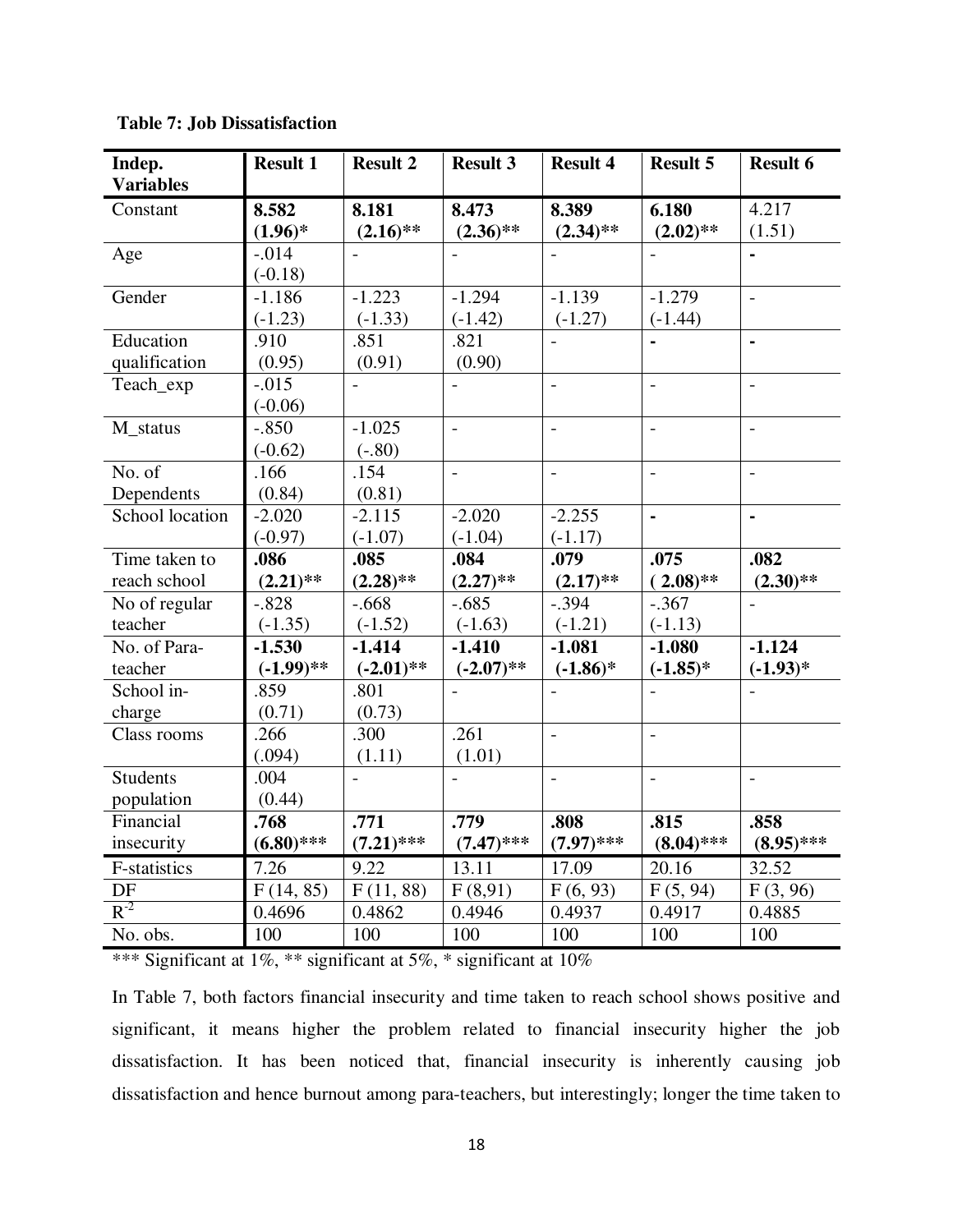**Table 7: Job Dissatisfaction**

| Indep. Variables | Result 1 | Result 2 | Result 3 | Result 4 | Result 5 | Result 6 |
|---|---|---|---|---|---|---|
| Constant | **8.582 (1.96)*** | **8.181 (2.16)**** | **8.473 (2.36)**** | **8.389 (2.34)**** | **6.180 (2.02)**** | 4.217 (1.51) |
| Age | -.014 (-0.18) | - | - | - | - | - |
| Gender | -1.186 (-1.23) | -1.223 (-1.33) | -1.294 (-1.42) | -1.139 (-1.27) | -1.279 (-1.44) | - |
| Education qualification | .910 (0.95) | .851 (0.91) | .821 (0.90) | - | - | - |
| Teach_exp | -.015 (-0.06) | - | - | - | - | - |
| M_status | -.850 (-0.62) | -1.025 (-.80) | - | - | - | - |
| No. of Dependents | .166 (0.84) | .154 (0.81) | - | - | - | - |
| School location | -2.020 (-0.97) | -2.115 (-1.07) | -2.020 (-1.04) | -2.255 (-1.17) | - | - |
| Time taken to reach school | **.086 (2.21)**** | **.085 (2.28)**** | **.084 (2.27)**** | **.079 (2.17)**** | **.075 ( 2.08)**** | **.082 (2.30)**** |
| No of regular teacher | -.828 (-1.35) | -.668 (-1.52) | -.685 (-1.63) | -.394 (-1.21) | -.367 (-1.13) | - |
| No. of Para-teacher | **-1.530 (-1.99)**** | **-1.414 (-2.01)**** | **-1.410 (-2.07)**** | **-1.081 (-1.86)*** | **-1.080 (-1.85)*** | **-1.124 (-1.93)*** |
| School in-charge | .859 (0.71) | .801 (0.73) | - | - | - | - |
| Class rooms | .266 (.094) | .300 (1.11) | .261 (1.01) | - | - | |
| Students population | .004 (0.44) | - | - | - | - | - |
| Financial insecurity | **.768 (6.80)***** | **.771 (7.21)***** | **.779 (7.47)***** | **.808 (7.97)***** | **.815 (8.04)***** | **.858 (8.95)***** |
| F-statistics | 7.26 | 9.22 | 13.11 | 17.09 | 20.16 | 32.52 |
| DF | F (14, 85) | F (11, 88) | F (8,91) | F (6, 93) | F (5, 94) | F (3, 96) |
| $R^{-2}$ | 0.4696 | 0.4862 | 0.4946 | 0.4937 | 0.4917 | 0.4885 |
| No. obs. | 100 | 100 | 100 | 100 | 100 | 100 |

*** Significant at 1%, ** significant at 5%, * significant at 10%

In Table 7, both factors financial insecurity and time taken to reach school shows positive and significant, it means higher the problem related to financial insecurity higher the job dissatisfaction. It has been noticed that, financial insecurity is inherently causing job dissatisfaction and hence burnout among para-teachers, but interestingly; longer the time taken to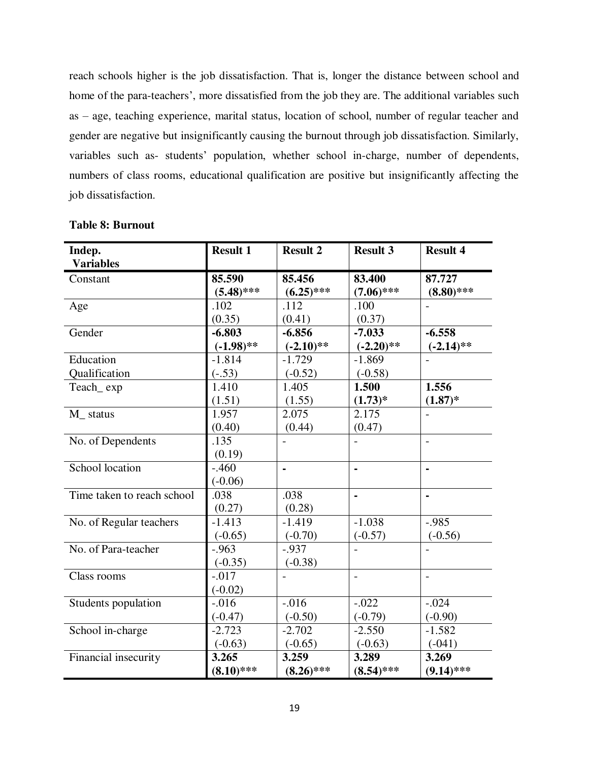reach schools higher is the job dissatisfaction. That is, longer the distance between school and home of the para-teachers', more dissatisfied from the job they are. The additional variables such as – age, teaching experience, marital status, location of school, number of regular teacher and gender are negative but insignificantly causing the burnout through job dissatisfaction. Similarly, variables such as- students' population, whether school in-charge, number of dependents, numbers of class rooms, educational qualification are positive but insignificantly affecting the job dissatisfaction.

**Table 8: Burnout**

| Indep. Variables | Result 1 | Result 2 | Result 3 | Result 4 |
|---|---|---|---|---|
| Constant | **85.590 (5.48)*** ** | **85.456 (6.25)*** ** | **83.400 (7.06)*** ** | **87.727 (8.80)*** ** |
| Age | .102 (0.35) | .112 (0.41) | .100 (0.37) | - |
| Gender | **-6.803 (-1.98)** ** | **-6.856 (-2.10)** ** | **-7.033 (-2.20)** ** | **-6.558 (-2.14)** ** |
| Education Qualification | -1.814 (-.53) | -1.729 (-0.52) | -1.869 (-0.58) | - |
| Teach_ exp | 1.410 (1.51) | 1.405 (1.55) | **1.500 (1.73)* ** | **1.556 (1.87)* ** |
| M_ status | 1.957 (0.40) | 2.075 (0.44) | 2.175 (0.47) | - |
| No. of Dependents | .135 (0.19) | - | - | - |
| School location | -.460 (-0.06) | - | - | - |
| Time taken to reach school | .038 (0.27) | .038 (0.28) | - | - |
| No. of Regular teachers | -1.413 (-0.65) | -1.419 (-0.70) | -1.038 (-0.57) | -.985 (-0.56) |
| No. of Para-teacher | -.963 (-0.35) | -.937 (-0.38) | - | - |
| Class rooms | -.017 (-0.02) | - | - | - |
| Students population | -.016 (-0.47) | -.016 (-0.50) | -.022 (-0.79) | -.024 (-0.90) |
| School in-charge | -2.723 (-0.63) | -2.702 (-0.65) | -2.550 (-0.63) | -1.582 (-041) |
| Financial insecurity | **3.265 (8.10)*** ** | **3.259 (8.26)*** ** | **3.289 (8.54)*** ** | **3.269 (9.14)*** ** |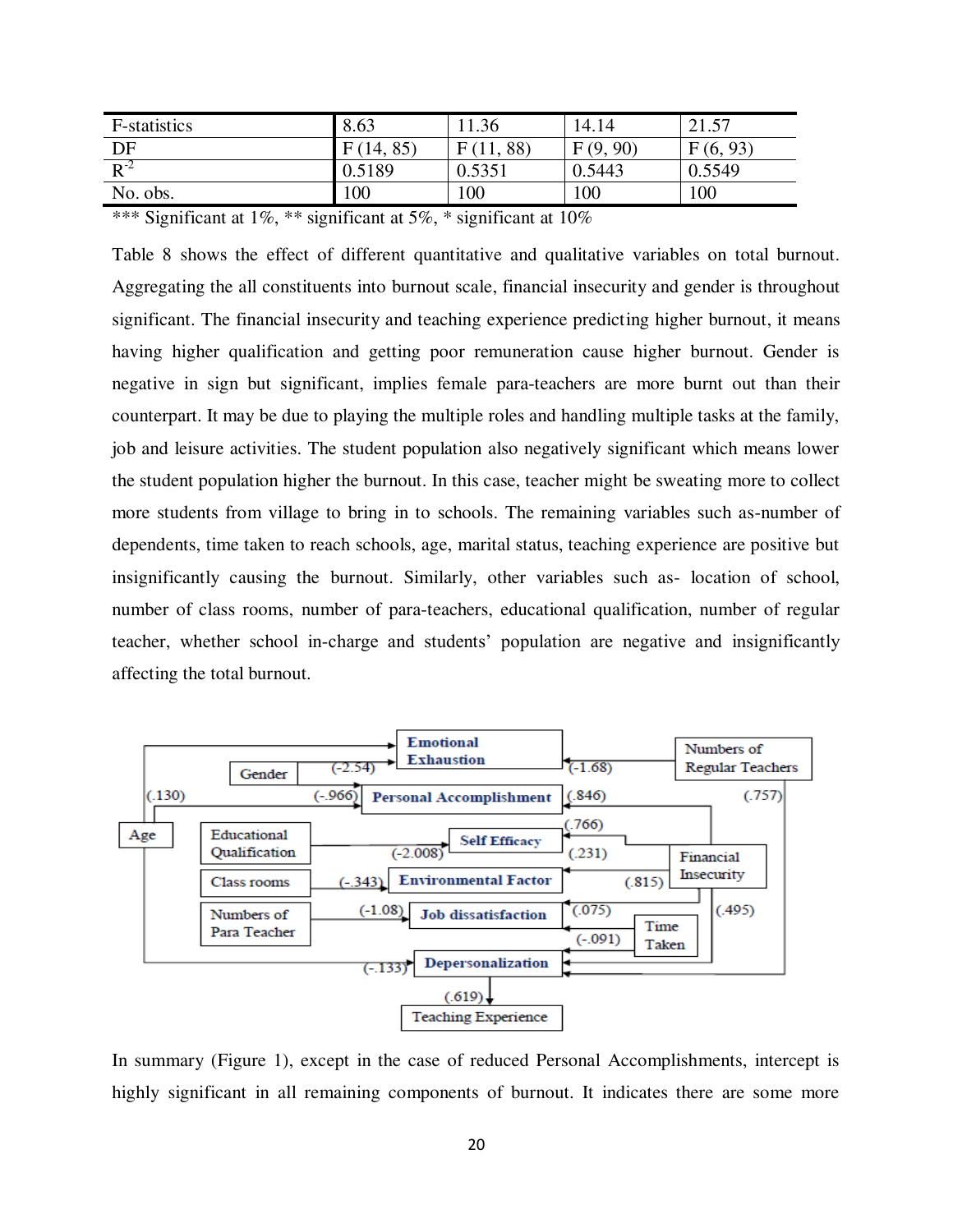| | | | | |
|---|---|---|---|---|
| F-statistics | 8.63 | 11.36 | 14.14 | 21.57 |
| DF | F (14, 85) | F (11, 88) | F (9, 90) | F (6, 93) |
| $R^{-2}$ | 0.5189 | 0.5351 | 0.5443 | 0.5549 |
| No. obs. | 100 | 100 | 100 | 100 |

*** Significant at 1%, ** significant at 5%, * significant at 10%

Table 8 shows the effect of different quantitative and qualitative variables on total burnout. Aggregating the all constituents into burnout scale, financial insecurity and gender is throughout significant. The financial insecurity and teaching experience predicting higher burnout, it means having higher qualification and getting poor remuneration cause higher burnout. Gender is negative in sign but significant, implies female para-teachers are more burnt out than their counterpart. It may be due to playing the multiple roles and handling multiple tasks at the family, job and leisure activities. The student population also negatively significant which means lower the student population higher the burnout. In this case, teacher might be sweating more to collect more students from village to bring in to schools. The remaining variables such as-number of dependents, time taken to reach schools, age, marital status, teaching experience are positive but insignificantly causing the burnout. Similarly, other variables such as- location of school, number of class rooms, number of para-teachers, educational qualification, number of regular teacher, whether school in-charge and students' population are negative and insignificantly affecting the total burnout.

In summary (Figure 1), except in the case of reduced Personal Accomplishments, intercept is highly significant in all remaining components of burnout. It indicates there are some more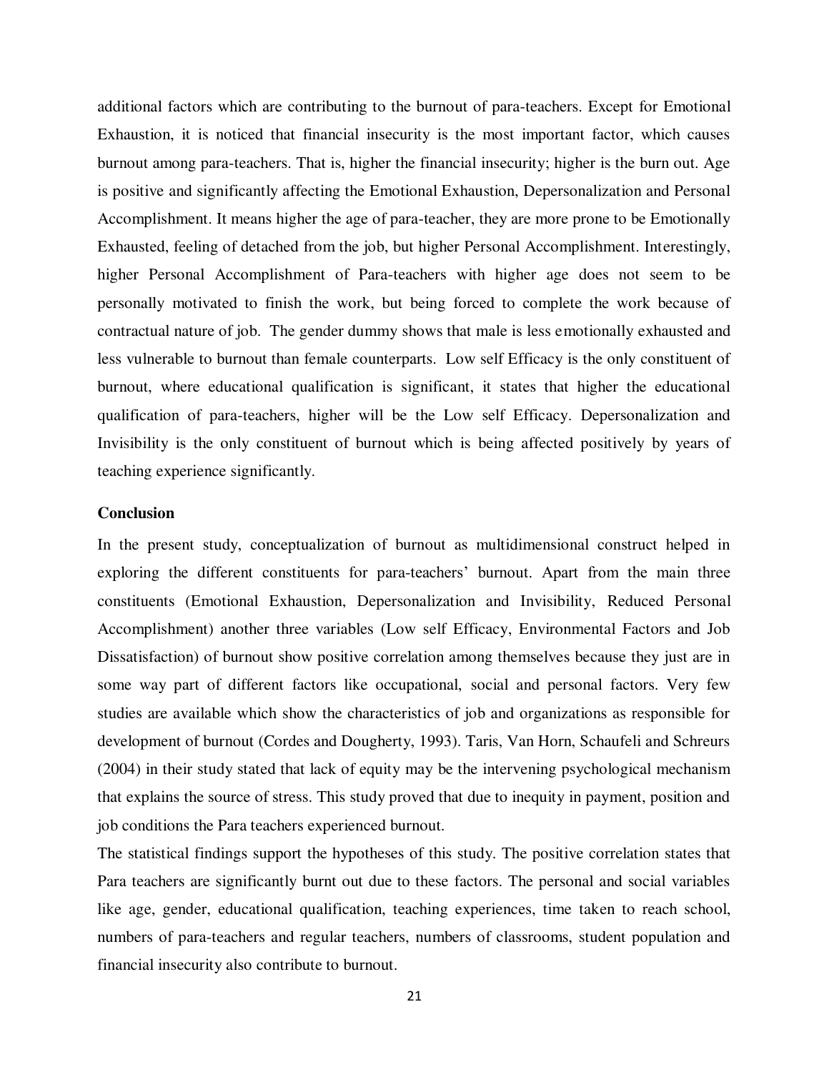additional factors which are contributing to the burnout of para-teachers. Except for Emotional Exhaustion, it is noticed that financial insecurity is the most important factor, which causes burnout among para-teachers. That is, higher the financial insecurity; higher is the burn out. Age is positive and significantly affecting the Emotional Exhaustion, Depersonalization and Personal Accomplishment. It means higher the age of para-teacher, they are more prone to be Emotionally Exhausted, feeling of detached from the job, but higher Personal Accomplishment. Interestingly, higher Personal Accomplishment of Para-teachers with higher age does not seem to be personally motivated to finish the work, but being forced to complete the work because of contractual nature of job. The gender dummy shows that male is less emotionally exhausted and less vulnerable to burnout than female counterparts. Low self Efficacy is the only constituent of burnout, where educational qualification is significant, it states that higher the educational qualification of para-teachers, higher will be the Low self Efficacy. Depersonalization and Invisibility is the only constituent of burnout which is being affected positively by years of teaching experience significantly.

**Conclusion**

In the present study, conceptualization of burnout as multidimensional construct helped in exploring the different constituents for para-teachers' burnout. Apart from the main three constituents (Emotional Exhaustion, Depersonalization and Invisibility, Reduced Personal Accomplishment) another three variables (Low self Efficacy, Environmental Factors and Job Dissatisfaction) of burnout show positive correlation among themselves because they just are in some way part of different factors like occupational, social and personal factors. Very few studies are available which show the characteristics of job and organizations as responsible for development of burnout (Cordes and Dougherty, 1993). Taris, Van Horn, Schaufeli and Schreurs (2004) in their study stated that lack of equity may be the intervening psychological mechanism that explains the source of stress. This study proved that due to inequity in payment, position and job conditions the Para teachers experienced burnout.

The statistical findings support the hypotheses of this study. The positive correlation states that Para teachers are significantly burnt out due to these factors. The personal and social variables like age, gender, educational qualification, teaching experiences, time taken to reach school, numbers of para-teachers and regular teachers, numbers of classrooms, student population and financial insecurity also contribute to burnout.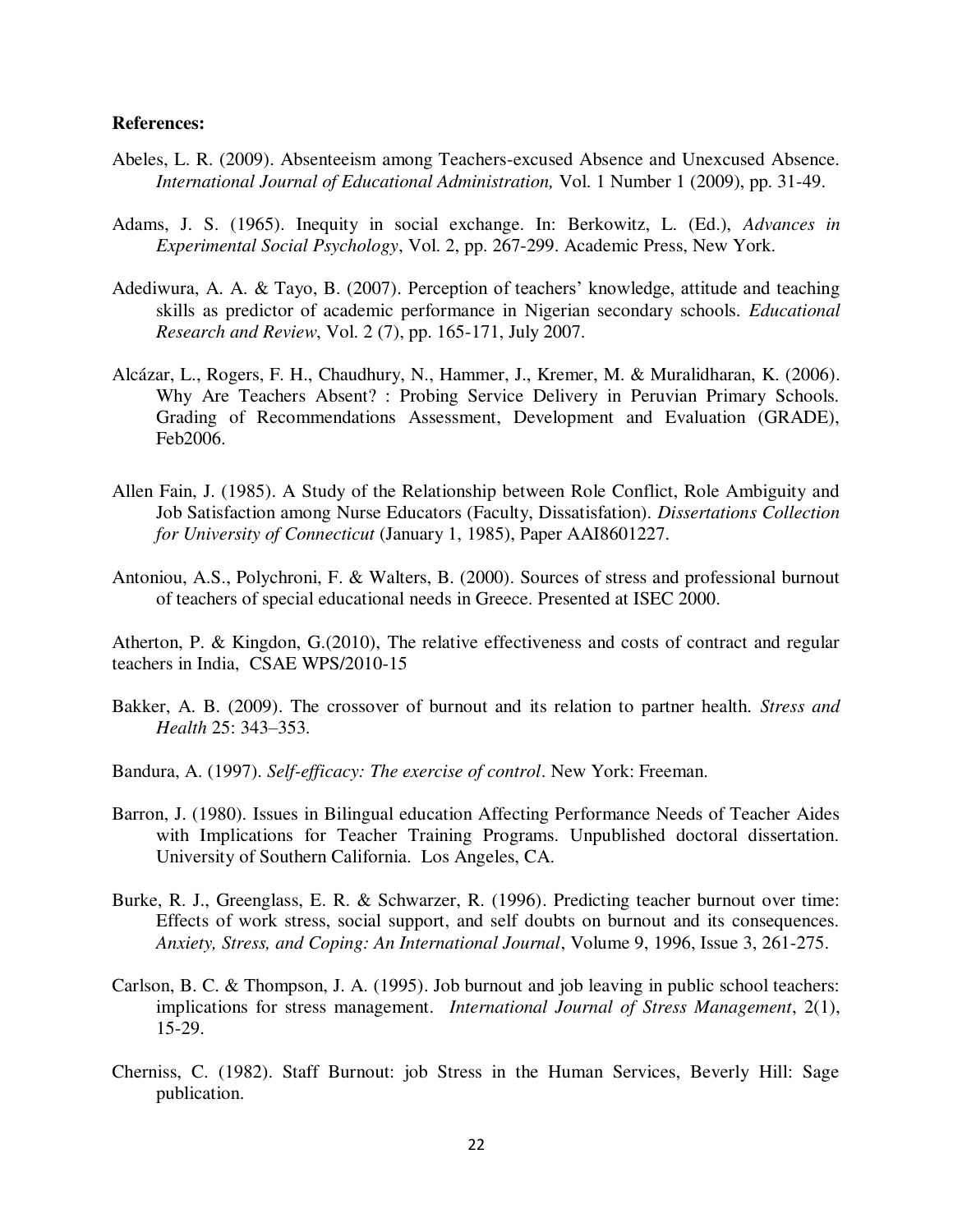**References:**

Abeles, L. R. (2009). Absenteeism among Teachers-excused Absence and Unexcused Absence. *International Journal of Educational Administration,* Vol. 1 Number 1 (2009), pp. 31-49.

Adams, J. S. (1965). Inequity in social exchange. In: Berkowitz, L. (Ed.), *Advances in Experimental Social Psychology*, Vol. 2, pp. 267-299. Academic Press, New York.

Adediwura, A. A. & Tayo, B. (2007). Perception of teachers' knowledge, attitude and teaching skills as predictor of academic performance in Nigerian secondary schools. *Educational Research and Review*, Vol. 2 (7), pp. 165-171, July 2007.

Alcázar, L., Rogers, F. H., Chaudhury, N., Hammer, J., Kremer, M. & Muralidharan, K. (2006). Why Are Teachers Absent? : Probing Service Delivery in Peruvian Primary Schools. Grading of Recommendations Assessment, Development and Evaluation (GRADE), Feb2006.

Allen Fain, J. (1985). A Study of the Relationship between Role Conflict, Role Ambiguity and Job Satisfaction among Nurse Educators (Faculty, Dissatisfation). *Dissertations Collection for University of Connecticut* (January 1, 1985), Paper AAI8601227.

Antoniou, A.S., Polychroni, F. & Walters, B. (2000). Sources of stress and professional burnout of teachers of special educational needs in Greece. Presented at ISEC 2000.

Atherton, P. & Kingdon, G.(2010), The relative effectiveness and costs of contract and regular teachers in India, CSAE WPS/2010-15

Bakker, A. B. (2009). The crossover of burnout and its relation to partner health. *Stress and Health* 25: 343–353.

Bandura, A. (1997). *Self-efficacy: The exercise of control*. New York: Freeman.

Barron, J. (1980). Issues in Bilingual education Affecting Performance Needs of Teacher Aides with Implications for Teacher Training Programs. Unpublished doctoral dissertation. University of Southern California. Los Angeles, CA.

Burke, R. J., Greenglass, E. R. & Schwarzer, R. (1996). Predicting teacher burnout over time: Effects of work stress, social support, and self doubts on burnout and its consequences. *Anxiety, Stress, and Coping: An International Journal*, Volume 9, 1996, Issue 3, 261-275.

Carlson, B. C. & Thompson, J. A. (1995). Job burnout and job leaving in public school teachers: implications for stress management. *International Journal of Stress Management*, 2(1), 15-29.

Cherniss, C. (1982). Staff Burnout: job Stress in the Human Services, Beverly Hill: Sage publication.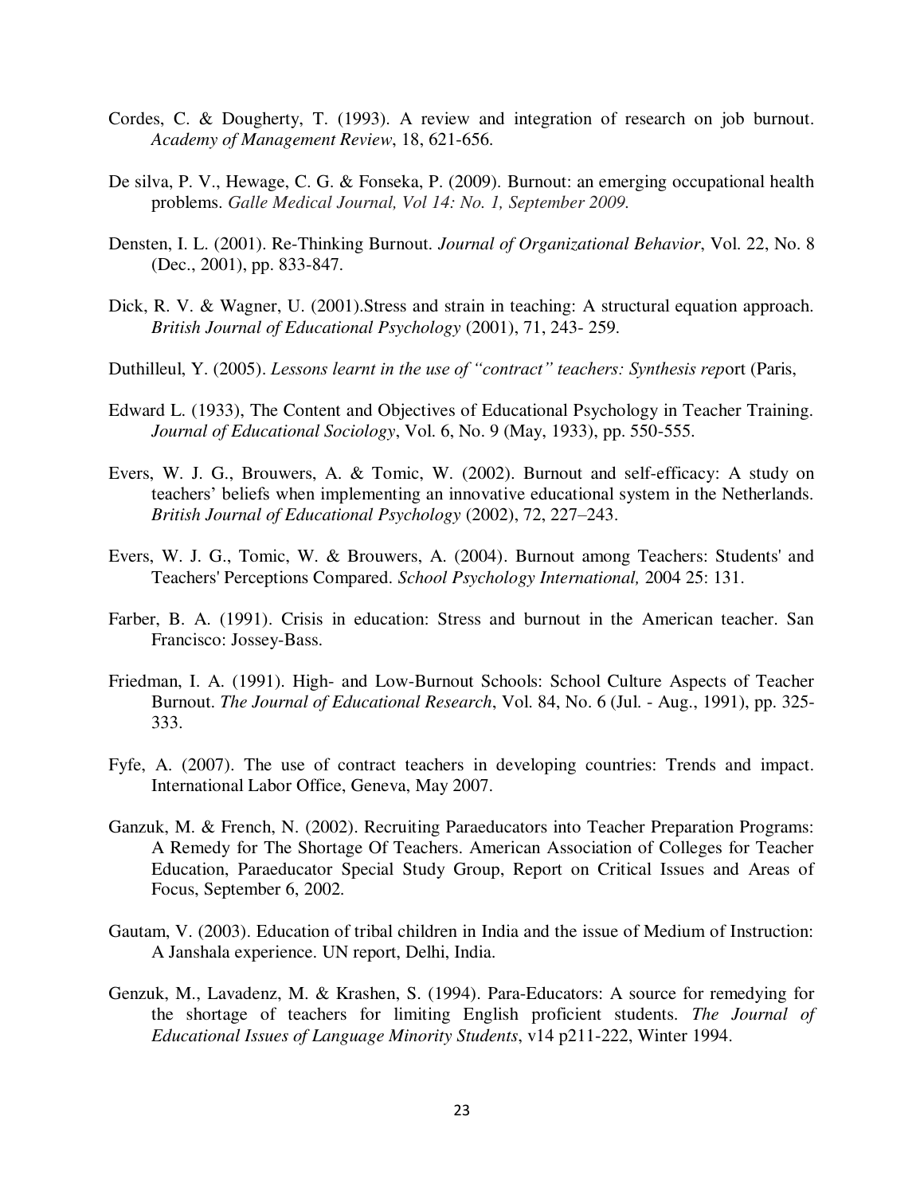Cordes, C. & Dougherty, T. (1993). A review and integration of research on job burnout. *Academy of Management Review*, 18, 621-656.

De silva, P. V., Hewage, C. G. & Fonseka, P. (2009). Burnout: an emerging occupational health problems. *Galle Medical Journal, Vol 14: No. 1, September 2009.*

Densten, I. L. (2001). Re-Thinking Burnout. *Journal of Organizational Behavior*, Vol. 22, No. 8 (Dec., 2001), pp. 833-847.

Dick, R. V. & Wagner, U. (2001).Stress and strain in teaching: A structural equation approach. *British Journal of Educational Psychology* (2001), 71, 243- 259.

Duthilleul, Y. (2005). *Lessons learnt in the use of "contract" teachers: Synthesis rep*ort (Paris,

Edward L. (1933), The Content and Objectives of Educational Psychology in Teacher Training. *Journal of Educational Sociology*, Vol. 6, No. 9 (May, 1933), pp. 550-555.

Evers, W. J. G., Brouwers, A. & Tomic, W. (2002). Burnout and self-efficacy: A study on teachers' beliefs when implementing an innovative educational system in the Netherlands. *British Journal of Educational Psychology* (2002), 72, 227–243.

Evers, W. J. G., Tomic, W. & Brouwers, A. (2004). Burnout among Teachers: Students' and Teachers' Perceptions Compared. *School Psychology International,* 2004 25: 131.

Farber, B. A. (1991). Crisis in education: Stress and burnout in the American teacher. San Francisco: Jossey-Bass.

Friedman, I. A. (1991). High- and Low-Burnout Schools: School Culture Aspects of Teacher Burnout. *The Journal of Educational Research*, Vol. 84, No. 6 (Jul. - Aug., 1991), pp. 325-333.

Fyfe, A. (2007). The use of contract teachers in developing countries: Trends and impact. International Labor Office, Geneva, May 2007.

Ganzuk, M. & French, N. (2002). Recruiting Paraeducators into Teacher Preparation Programs: A Remedy for The Shortage Of Teachers. American Association of Colleges for Teacher Education, Paraeducator Special Study Group, Report on Critical Issues and Areas of Focus, September 6, 2002.

Gautam, V. (2003). Education of tribal children in India and the issue of Medium of Instruction: A Janshala experience. UN report, Delhi, India.

Genzuk, M., Lavadenz, M. & Krashen, S. (1994). Para-Educators: A source for remedying for the shortage of teachers for limiting English proficient students. *The Journal of Educational Issues of Language Minority Students*, v14 p211-222, Winter 1994.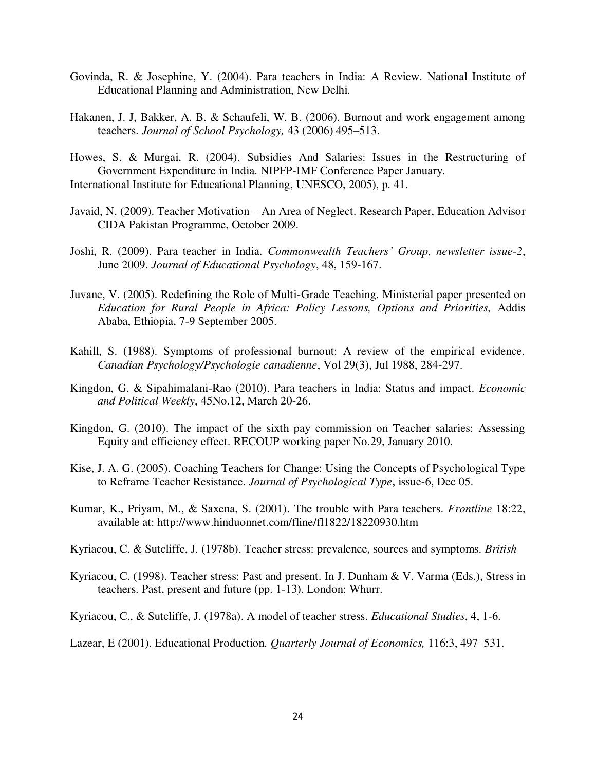Govinda, R. & Josephine, Y. (2004). Para teachers in India: A Review. National Institute of Educational Planning and Administration, New Delhi.

Hakanen, J. J, Bakker, A. B. & Schaufeli, W. B. (2006). Burnout and work engagement among teachers. *Journal of School Psychology,* 43 (2006) 495–513.

Howes, S. & Murgai, R. (2004). Subsidies And Salaries: Issues in the Restructuring of Government Expenditure in India. NIPFP-IMF Conference Paper January.

International Institute for Educational Planning, UNESCO, 2005), p. 41.

Javaid, N. (2009). Teacher Motivation – An Area of Neglect. Research Paper, Education Advisor CIDA Pakistan Programme, October 2009.

Joshi, R. (2009). Para teacher in India. *Commonwealth Teachers' Group, newsletter issue-2*, June 2009. *Journal of Educational Psychology*, 48, 159-167.

Juvane, V. (2005). Redefining the Role of Multi-Grade Teaching. Ministerial paper presented on *Education for Rural People in Africa: Policy Lessons, Options and Priorities,* Addis Ababa, Ethiopia, 7-9 September 2005.

Kahill, S. (1988). Symptoms of professional burnout: A review of the empirical evidence. *Canadian Psychology/Psychologie canadienne*, Vol 29(3), Jul 1988, 284-297.

Kingdon, G. & Sipahimalani-Rao (2010). Para teachers in India: Status and impact. *Economic and Political Weekly*, 45No.12, March 20-26.

Kingdon, G. (2010). The impact of the sixth pay commission on Teacher salaries: Assessing Equity and efficiency effect. RECOUP working paper No.29, January 2010.

Kise, J. A. G. (2005). Coaching Teachers for Change: Using the Concepts of Psychological Type to Reframe Teacher Resistance. *Journal of Psychological Type*, issue-6, Dec 05.

Kumar, K., Priyam, M., & Saxena, S. (2001). The trouble with Para teachers. *Frontline* 18:22, available at: http://www.hinduonnet.com/fline/fl1822/18220930.htm

Kyriacou, C. & Sutcliffe, J. (1978b). Teacher stress: prevalence, sources and symptoms. *British*

Kyriacou, C. (1998). Teacher stress: Past and present. In J. Dunham & V. Varma (Eds.), Stress in teachers. Past, present and future (pp. 1-13). London: Whurr.

Kyriacou, C., & Sutcliffe, J. (1978a). A model of teacher stress. *Educational Studies*, 4, 1-6.

Lazear, E (2001). Educational Production. *Quarterly Journal of Economics,* 116:3, 497–531.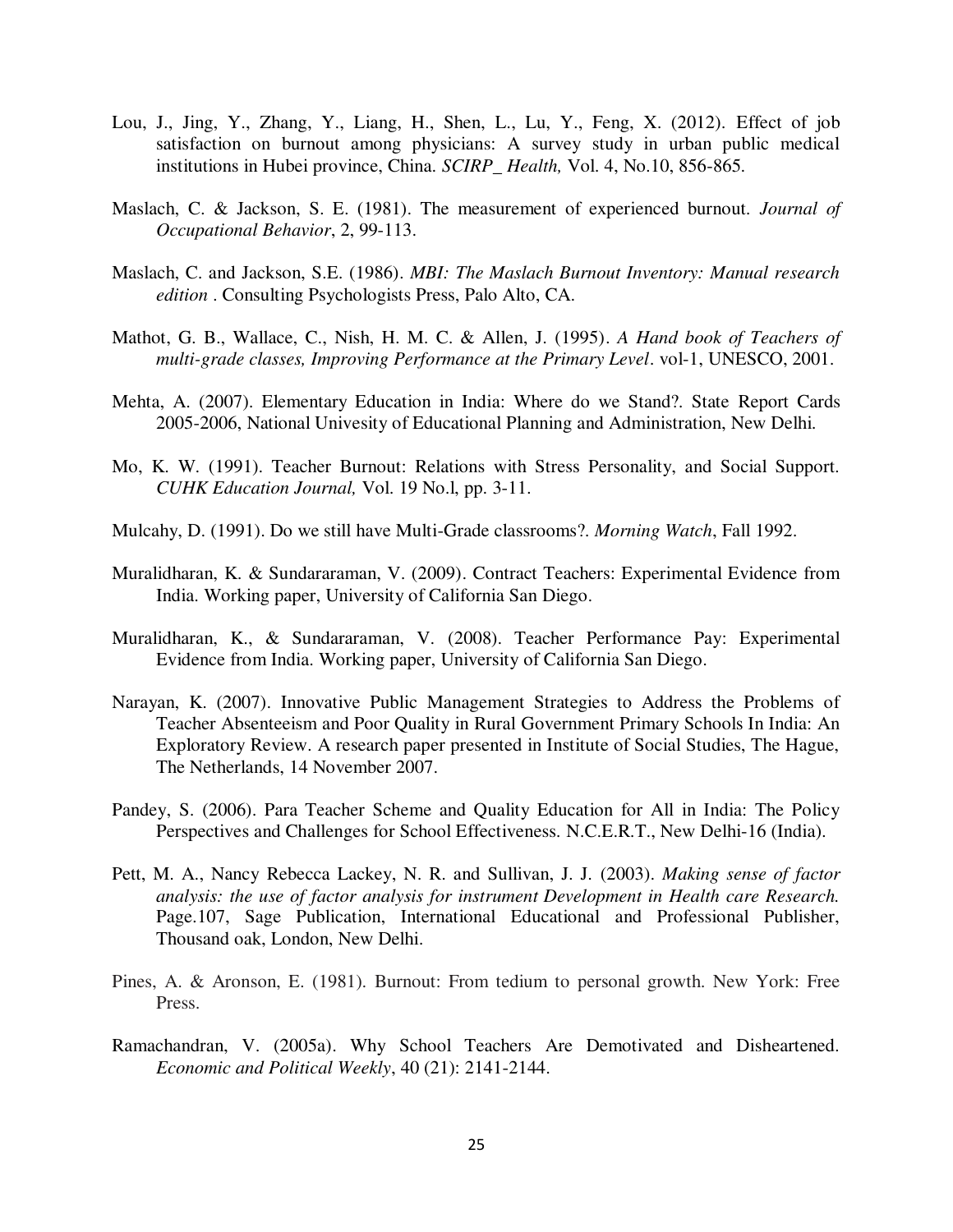Lou, J., Jing, Y., Zhang, Y., Liang, H., Shen, L., Lu, Y., Feng, X. (2012). Effect of job satisfaction on burnout among physicians: A survey study in urban public medical institutions in Hubei province, China. *SCIRP_ Health,* Vol. 4, No.10, 856-865.

Maslach, C. & Jackson, S. E. (1981). The measurement of experienced burnout. *Journal of Occupational Behavior*, 2, 99-113.

Maslach, C. and Jackson, S.E. (1986). *MBI: The Maslach Burnout Inventory: Manual research edition* . Consulting Psychologists Press, Palo Alto, CA.

Mathot, G. B., Wallace, C., Nish, H. M. C. & Allen, J. (1995). *A Hand book of Teachers of multi-grade classes, Improving Performance at the Primary Level*. vol-1, UNESCO, 2001.

Mehta, A. (2007). Elementary Education in India: Where do we Stand?. State Report Cards 2005-2006, National Univesity of Educational Planning and Administration, New Delhi.

Mo, K. W. (1991). Teacher Burnout: Relations with Stress Personality, and Social Support. *CUHK Education Journal,* Vol. 19 No.l, pp. 3-11.

Mulcahy, D. (1991). Do we still have Multi-Grade classrooms?. *Morning Watch*, Fall 1992.

Muralidharan, K. & Sundararaman, V. (2009). Contract Teachers: Experimental Evidence from India. Working paper, University of California San Diego.

Muralidharan, K., & Sundararaman, V. (2008). Teacher Performance Pay: Experimental Evidence from India. Working paper, University of California San Diego.

Narayan, K. (2007). Innovative Public Management Strategies to Address the Problems of Teacher Absenteeism and Poor Quality in Rural Government Primary Schools In India: An Exploratory Review. A research paper presented in Institute of Social Studies, The Hague, The Netherlands, 14 November 2007.

Pandey, S. (2006). Para Teacher Scheme and Quality Education for All in India: The Policy Perspectives and Challenges for School Effectiveness. N.C.E.R.T., New Delhi-16 (India).

Pett, M. A., Nancy Rebecca Lackey, N. R. and Sullivan, J. J. (2003). *Making sense of factor analysis: the use of factor analysis for instrument Development in Health care Research.* Page.107, Sage Publication, International Educational and Professional Publisher, Thousand oak, London, New Delhi.

Pines, A. & Aronson, E. (1981). Burnout: From tedium to personal growth. New York: Free Press.

Ramachandran, V. (2005a). Why School Teachers Are Demotivated and Disheartened. *Economic and Political Weekly*, 40 (21): 2141-2144.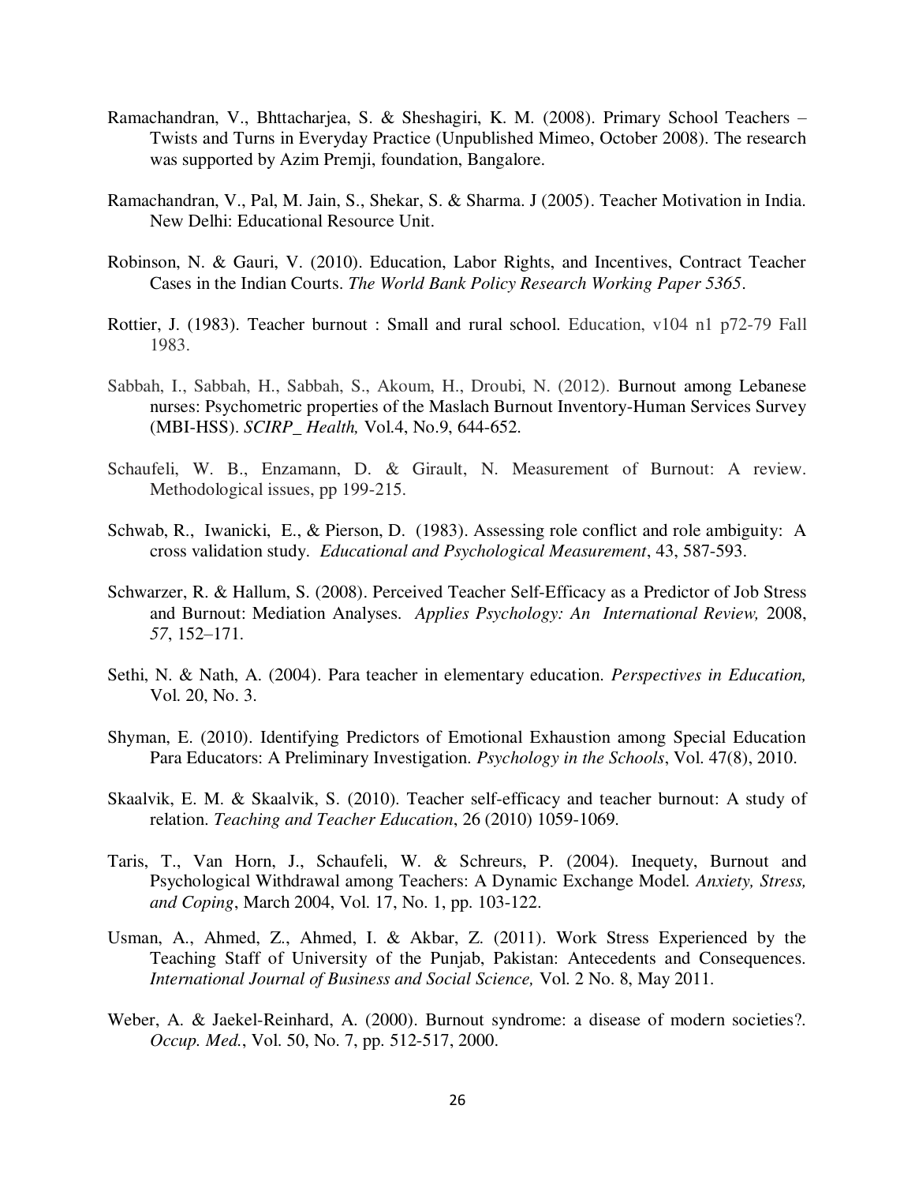Ramachandran, V., Bhttacharjea, S. & Sheshagiri, K. M. (2008). Primary School Teachers – Twists and Turns in Everyday Practice (Unpublished Mimeo, October 2008). The research was supported by Azim Premji, foundation, Bangalore.

Ramachandran, V., Pal, M. Jain, S., Shekar, S. & Sharma. J (2005). Teacher Motivation in India. New Delhi: Educational Resource Unit.

Robinson, N. & Gauri, V. (2010). Education, Labor Rights, and Incentives, Contract Teacher Cases in the Indian Courts. *The World Bank Policy Research Working Paper 5365*.

Rottier, J. (1983). Teacher burnout : Small and rural school. Education, v104 n1 p72-79 Fall 1983.

Sabbah, I., Sabbah, H., Sabbah, S., Akoum, H., Droubi, N. (2012). Burnout among Lebanese nurses: Psychometric properties of the Maslach Burnout Inventory-Human Services Survey (MBI-HSS). *SCIRP_ Health,* Vol.4, No.9, 644-652.

Schaufeli, W. B., Enzamann, D. & Girault, N. Measurement of Burnout: A review. Methodological issues, pp 199-215.

Schwab, R., Iwanicki, E., & Pierson, D. (1983). Assessing role conflict and role ambiguity: A cross validation study. *Educational and Psychological Measurement*, 43, 587-593.

Schwarzer, R. & Hallum, S. (2008). Perceived Teacher Self-Efficacy as a Predictor of Job Stress and Burnout: Mediation Analyses. *Applies Psychology: An International Review,* 2008, *57*, 152–171.

Sethi, N. & Nath, A. (2004). Para teacher in elementary education. *Perspectives in Education,* Vol. 20, No. 3.

Shyman, E. (2010). Identifying Predictors of Emotional Exhaustion among Special Education Para Educators: A Preliminary Investigation. *Psychology in the Schools*, Vol. 47(8), 2010.

Skaalvik, E. M. & Skaalvik, S. (2010). Teacher self-efficacy and teacher burnout: A study of relation. *Teaching and Teacher Education*, 26 (2010) 1059-1069.

Taris, T., Van Horn, J., Schaufeli, W. & Schreurs, P. (2004). Inequety, Burnout and Psychological Withdrawal among Teachers: A Dynamic Exchange Model. *Anxiety, Stress, and Coping*, March 2004, Vol. 17, No. 1, pp. 103-122.

Usman, A., Ahmed, Z., Ahmed, I. & Akbar, Z. (2011). Work Stress Experienced by the Teaching Staff of University of the Punjab, Pakistan: Antecedents and Consequences. *International Journal of Business and Social Science,* Vol. 2 No. 8, May 2011.

Weber, A. & Jaekel-Reinhard, A. (2000). Burnout syndrome: a disease of modern societies?. *Occup. Med.*, Vol. 50, No. 7, pp. 512-517, 2000.